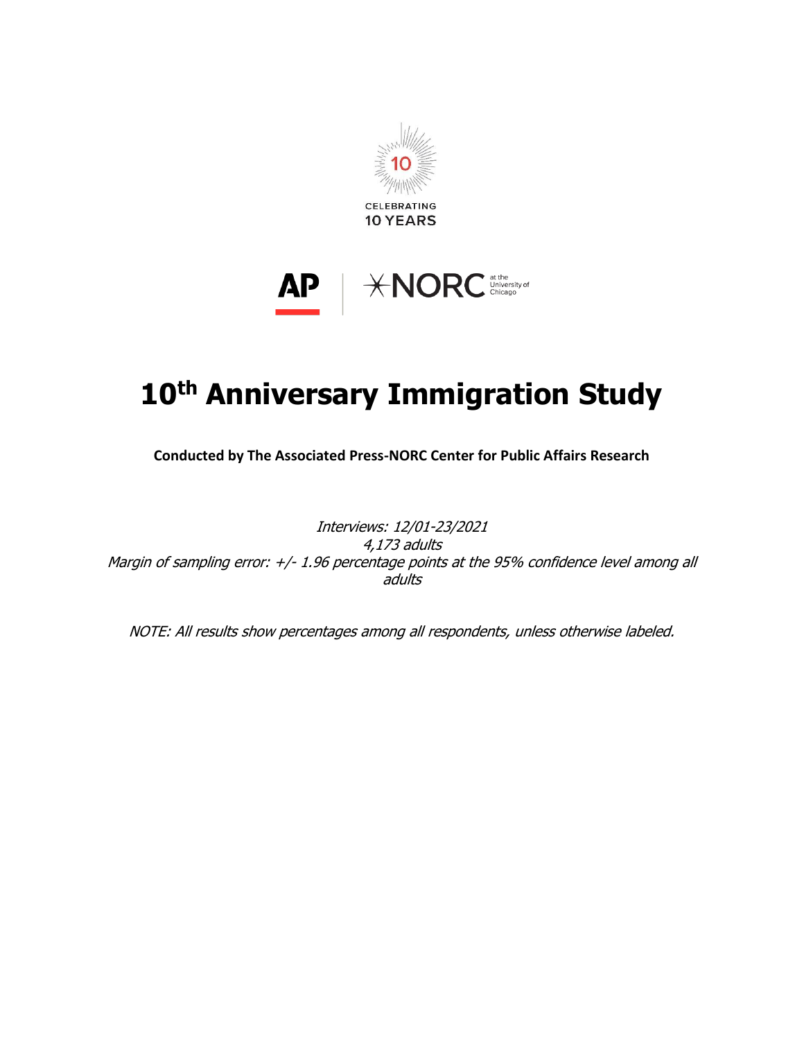CELEBRATING
10 YEARS

AP | NORC at the University of Chicago

# 10th Anniversary Immigration Study

**Conducted by The Associated Press-NORC Center for Public Affairs Research**

*Interviews: 12/01-23/2021*
*4,173 adults*
*Margin of sampling error: +/- 1.96 percentage points at the 95% confidence level among all adults*

*NOTE: All results show percentages among all respondents, unless otherwise labeled.*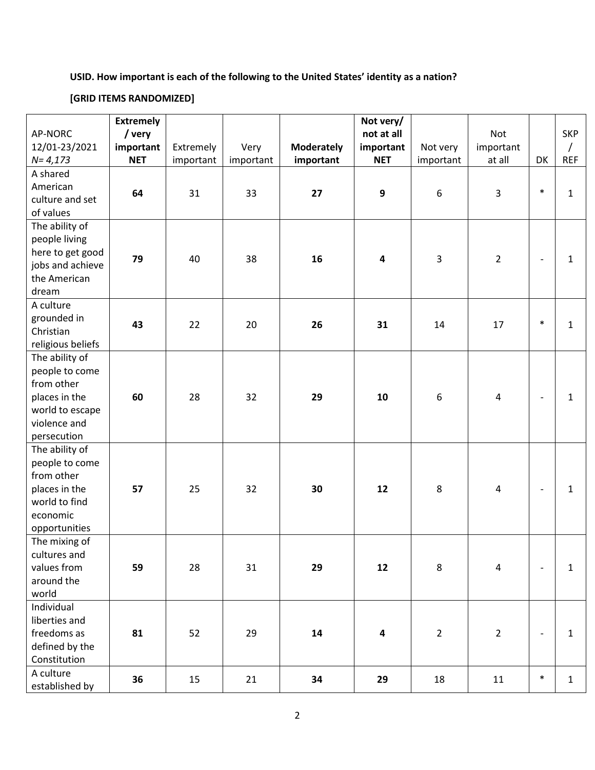**USID. How important is each of the following to the United States' identity as a nation?**

**[GRID ITEMS RANDOMIZED]**

| AP-NORC 12/01-23/2021 *N= 4,173* | **Extremely / very important NET** | Extremely important | Very important | **Moderately important** | **Not very/ not at all important NET** | Not very important | Not important at all | DK | SKP / REF |
|---|---|---|---|---|---|---|---|---|---|
| A shared American culture and set of values | **64** | 31 | 33 | **27** | **9** | 6 | 3 | * | 1 |
| The ability of people living here to get good jobs and achieve the American dream | **79** | 40 | 38 | **16** | **4** | 3 | 2 | - | 1 |
| A culture grounded in Christian religious beliefs | **43** | 22 | 20 | **26** | **31** | 14 | 17 | * | 1 |
| The ability of people to come from other places in the world to escape violence and persecution | **60** | 28 | 32 | **29** | **10** | 6 | 4 | - | 1 |
| The ability of people to come from other places in the world to find economic opportunities | **57** | 25 | 32 | **30** | **12** | 8 | 4 | - | 1 |
| The mixing of cultures and values from around the world | **59** | 28 | 31 | **29** | **12** | 8 | 4 | - | 1 |
| Individual liberties and freedoms as defined by the Constitution | **81** | 52 | 29 | **14** | **4** | 2 | 2 | - | 1 |
| A culture established by | **36** | 15 | 21 | **34** | **29** | 18 | 11 | * | 1 |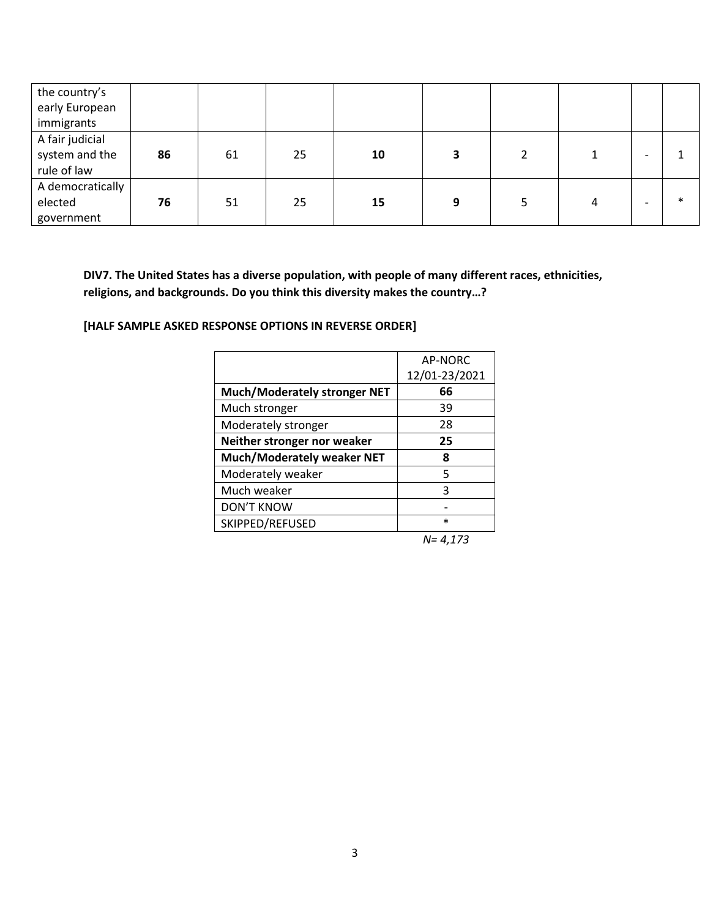| | | | | | | | | | |
|---|---|---|---|---|---|---|---|---|---|
| the country's early European immigrants | | | | | | | | | |
| A fair judicial system and the rule of law | **86** | 61 | 25 | **10** | **3** | 2 | 1 | - | 1 |
| A democratically elected government | **76** | 51 | 25 | **15** | **9** | 5 | 4 | - | * |

**DIV7. The United States has a diverse population, with people of many different races, ethnicities, religions, and backgrounds. Do you think this diversity makes the country…?**

**[HALF SAMPLE ASKED RESPONSE OPTIONS IN REVERSE ORDER]**

| | AP-NORC 12/01-23/2021 |
|---|---|
| **Much/Moderately stronger NET** | **66** |
| Much stronger | 39 |
| Moderately stronger | 28 |
| **Neither stronger nor weaker** | **25** |
| **Much/Moderately weaker NET** | **8** |
| Moderately weaker | 5 |
| Much weaker | 3 |
| DON'T KNOW | - |
| SKIPPED/REFUSED | * |

*N= 4,173*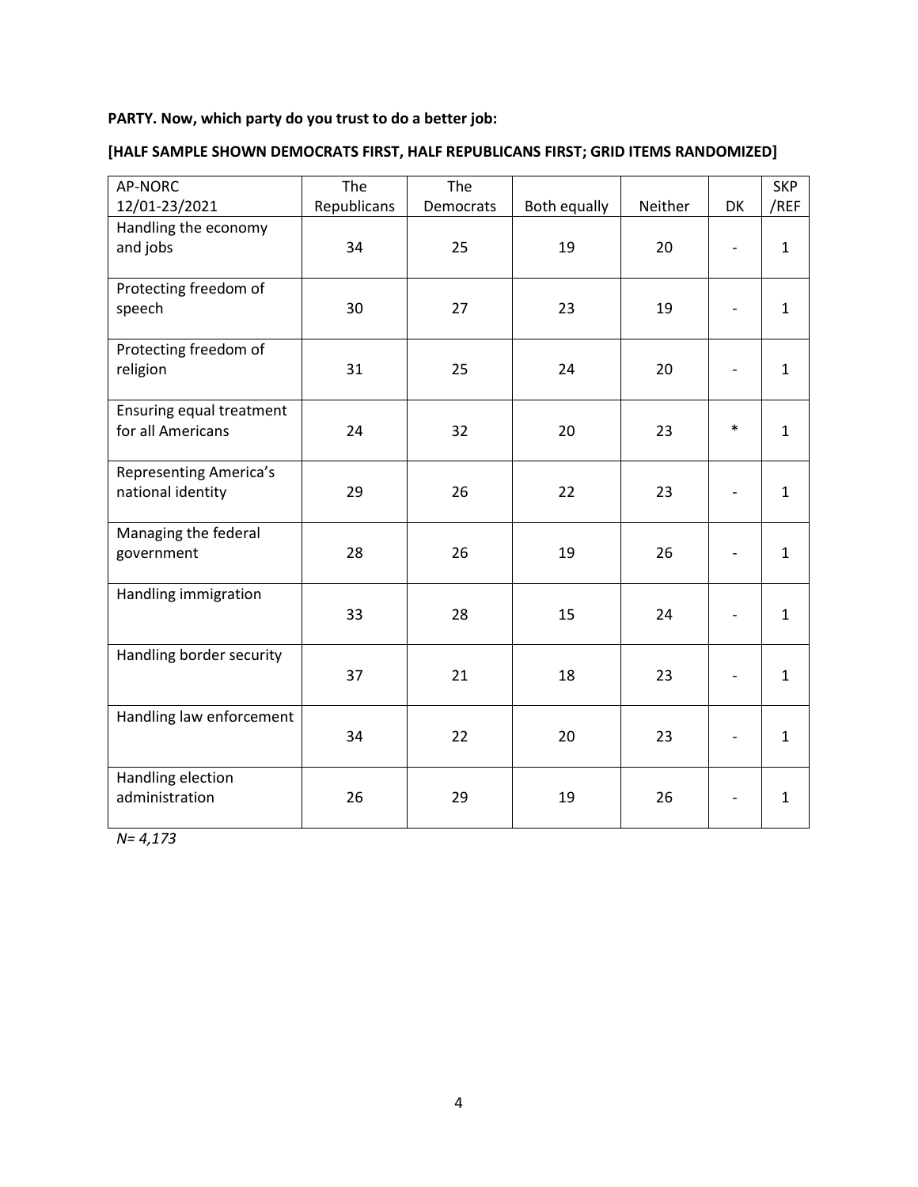**PARTY. Now, which party do you trust to do a better job:**

**[HALF SAMPLE SHOWN DEMOCRATS FIRST, HALF REPUBLICANS FIRST; GRID ITEMS RANDOMIZED]**

| AP-NORC 12/01-23/2021 | The Republicans | The Democrats | Both equally | Neither | DK | SKP /REF |
|---|---|---|---|---|---|---|
| Handling the economy and jobs | 34 | 25 | 19 | 20 | - | 1 |
| Protecting freedom of speech | 30 | 27 | 23 | 19 | - | 1 |
| Protecting freedom of religion | 31 | 25 | 24 | 20 | - | 1 |
| Ensuring equal treatment for all Americans | 24 | 32 | 20 | 23 | * | 1 |
| Representing America's national identity | 29 | 26 | 22 | 23 | - | 1 |
| Managing the federal government | 28 | 26 | 19 | 26 | - | 1 |
| Handling immigration | 33 | 28 | 15 | 24 | - | 1 |
| Handling border security | 37 | 21 | 18 | 23 | - | 1 |
| Handling law enforcement | 34 | 22 | 20 | 23 | - | 1 |
| Handling election administration | 26 | 29 | 19 | 26 | - | 1 |

*N= 4,173*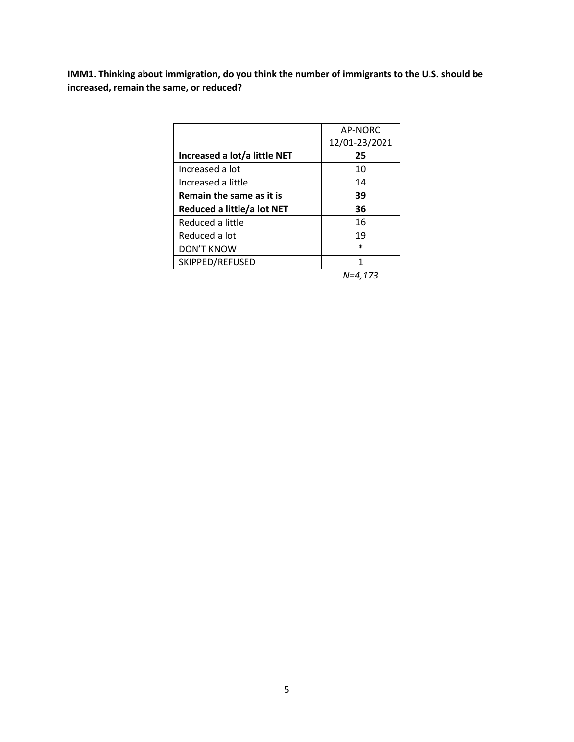**IMM1. Thinking about immigration, do you think the number of immigrants to the U.S. should be increased, remain the same, or reduced?**

| | AP-NORC 12/01-23/2021 |
|---|---|
| **Increased a lot/a little NET** | **25** |
| Increased a lot | 10 |
| Increased a little | 14 |
| **Remain the same as it is** | **39** |
| **Reduced a little/a lot NET** | **36** |
| Reduced a little | 16 |
| Reduced a lot | 19 |
| DON'T KNOW | * |
| SKIPPED/REFUSED | 1 |
| | *N=4,173* |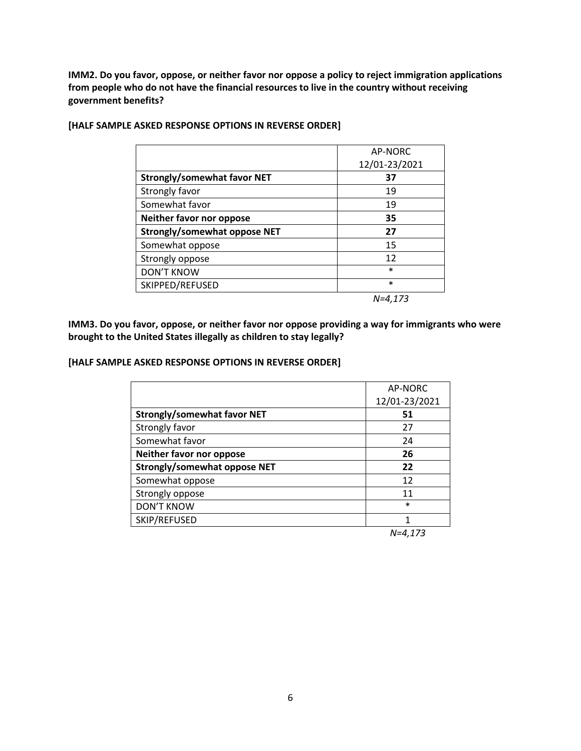**IMM2. Do you favor, oppose, or neither favor nor oppose a policy to reject immigration applications from people who do not have the financial resources to live in the country without receiving government benefits?**

**[HALF SAMPLE ASKED RESPONSE OPTIONS IN REVERSE ORDER]**

| | AP-NORC 12/01-23/2021 |
|---|---|
| **Strongly/somewhat favor NET** | **37** |
| Strongly favor | 19 |
| Somewhat favor | 19 |
| **Neither favor nor oppose** | **35** |
| **Strongly/somewhat oppose NET** | **27** |
| Somewhat oppose | 15 |
| Strongly oppose | 12 |
| DON'T KNOW | * |
| SKIPPED/REFUSED | * |
| | *N=4,173* |

**IMM3. Do you favor, oppose, or neither favor nor oppose providing a way for immigrants who were brought to the United States illegally as children to stay legally?**

**[HALF SAMPLE ASKED RESPONSE OPTIONS IN REVERSE ORDER]**

| | AP-NORC 12/01-23/2021 |
|---|---|
| **Strongly/somewhat favor NET** | **51** |
| Strongly favor | 27 |
| Somewhat favor | 24 |
| **Neither favor nor oppose** | **26** |
| **Strongly/somewhat oppose NET** | **22** |
| Somewhat oppose | 12 |
| Strongly oppose | 11 |
| DON'T KNOW | * |
| SKIP/REFUSED | 1 |
| | *N=4,173* |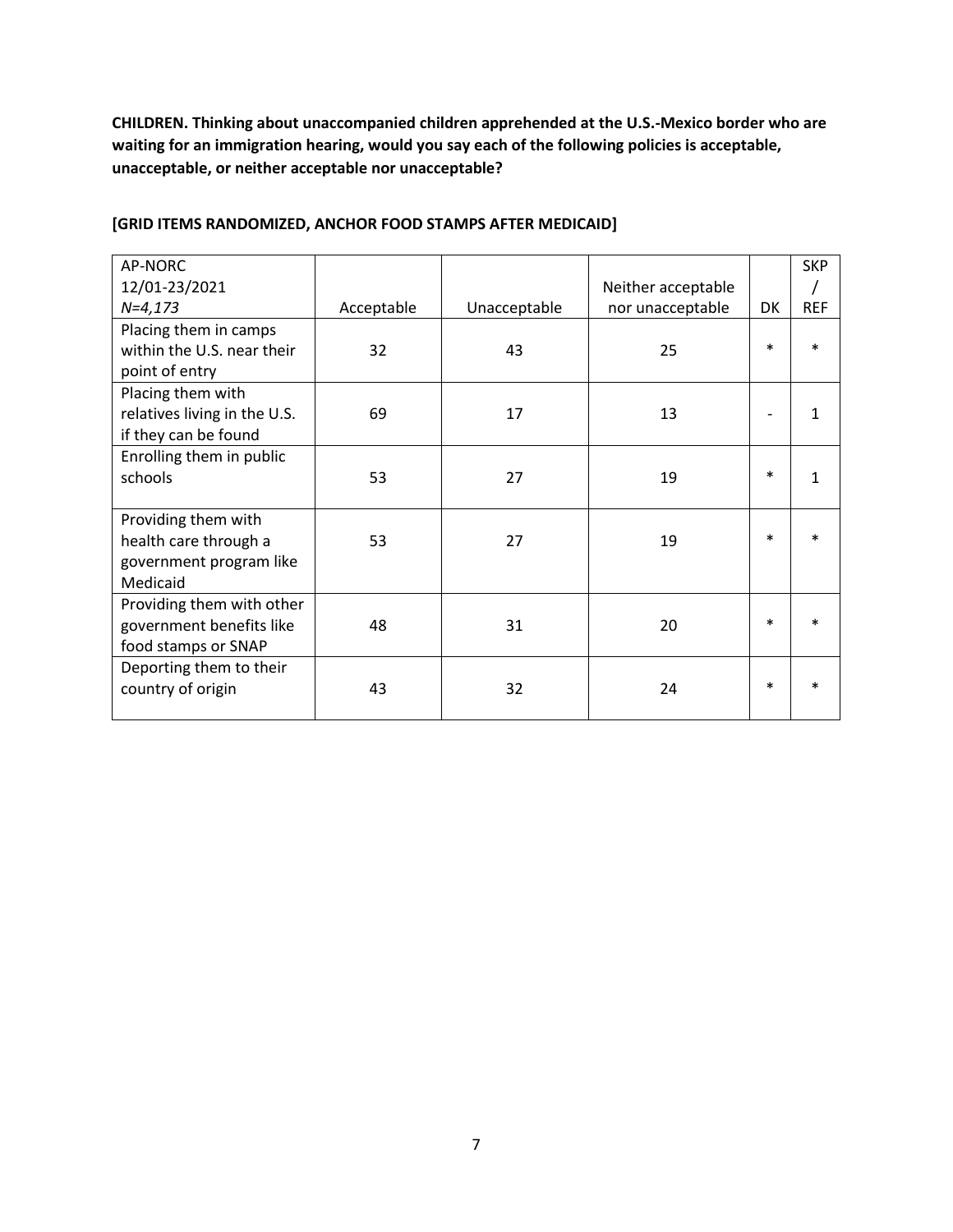**CHILDREN. Thinking about unaccompanied children apprehended at the U.S.-Mexico border who are waiting for an immigration hearing, would you say each of the following policies is acceptable, unacceptable, or neither acceptable nor unacceptable?**

**[GRID ITEMS RANDOMIZED, ANCHOR FOOD STAMPS AFTER MEDICAID]**

| AP-NORC 12/01-23/2021 *N=4,173* | Acceptable | Unacceptable | Neither acceptable nor unacceptable | DK | SKP / REF |
|---|---|---|---|---|---|
| Placing them in camps within the U.S. near their point of entry | 32 | 43 | 25 | * | * |
| Placing them with relatives living in the U.S. if they can be found | 69 | 17 | 13 | - | 1 |
| Enrolling them in public schools | 53 | 27 | 19 | * | 1 |
| Providing them with health care through a government program like Medicaid | 53 | 27 | 19 | * | * |
| Providing them with other government benefits like food stamps or SNAP | 48 | 31 | 20 | * | * |
| Deporting them to their country of origin | 43 | 32 | 24 | * | * |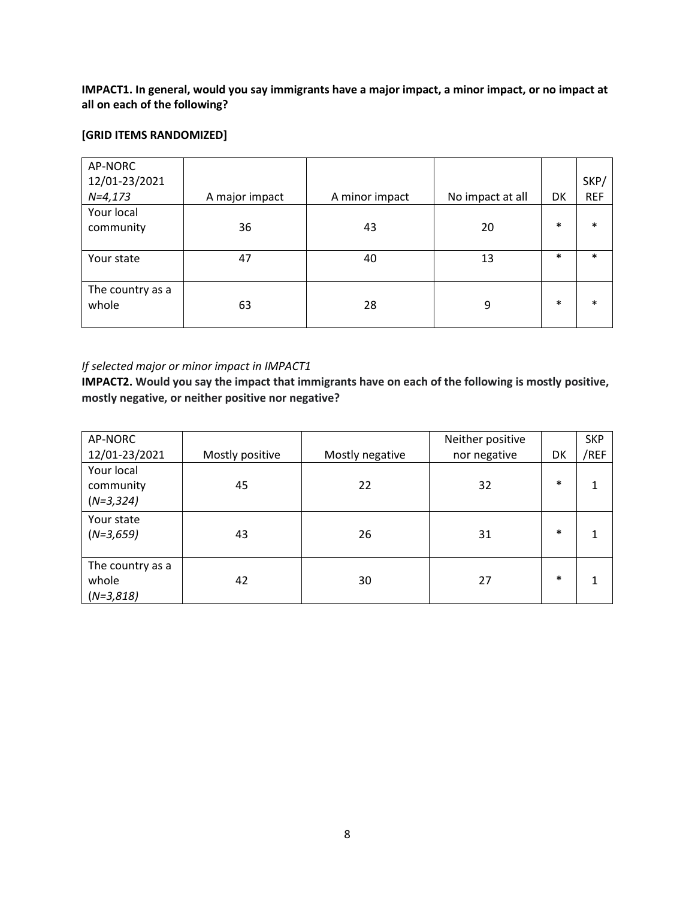**IMPACT1. In general, would you say immigrants have a major impact, a minor impact, or no impact at all on each of the following?**

**[GRID ITEMS RANDOMIZED]**

| AP-NORC 12/01-23/2021 *N=4,173* | A major impact | A minor impact | No impact at all | DK | SKP/ REF |
|---|---|---|---|---|---|
| Your local community | 36 | 43 | 20 | * | * |
| Your state | 47 | 40 | 13 | * | * |
| The country as a whole | 63 | 28 | 9 | * | * |

*If selected major or minor impact in IMPACT1*

**IMPACT2. Would you say the impact that immigrants have on each of the following is mostly positive, mostly negative, or neither positive nor negative?**

| AP-NORC 12/01-23/2021 | Mostly positive | Mostly negative | Neither positive nor negative | DK | SKP /REF |
|---|---|---|---|---|---|
| Your local community (*N=3,324)* | 45 | 22 | 32 | * | 1 |
| Your state (*N=3,659)* | 43 | 26 | 31 | * | 1 |
| The country as a whole (*N=3,818)* | 42 | 30 | 27 | * | 1 |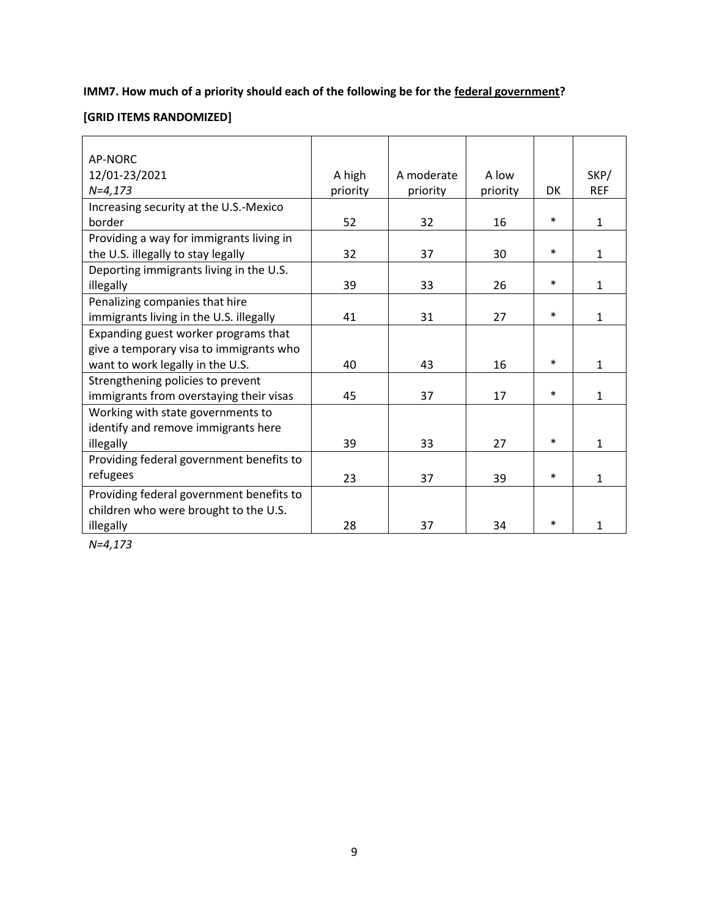**IMM7. How much of a priority should each of the following be for the federal government?**

**[GRID ITEMS RANDOMIZED]**

| AP-NORC 12/01-23/2021 *N=4,173* | A high priority | A moderate priority | A low priority | DK | SKP/ REF |
|---|---|---|---|---|---|
| Increasing security at the U.S.-Mexico border | 52 | 32 | 16 | * | 1 |
| Providing a way for immigrants living in the U.S. illegally to stay legally | 32 | 37 | 30 | * | 1 |
| Deporting immigrants living in the U.S. illegally | 39 | 33 | 26 | * | 1 |
| Penalizing companies that hire immigrants living in the U.S. illegally | 41 | 31 | 27 | * | 1 |
| Expanding guest worker programs that give a temporary visa to immigrants who want to work legally in the U.S. | 40 | 43 | 16 | * | 1 |
| Strengthening policies to prevent immigrants from overstaying their visas | 45 | 37 | 17 | * | 1 |
| Working with state governments to identify and remove immigrants here illegally | 39 | 33 | 27 | * | 1 |
| Providing federal government benefits to refugees | 23 | 37 | 39 | * | 1 |
| Providing federal government benefits to children who were brought to the U.S. illegally | 28 | 37 | 34 | * | 1 |

*N=4,173*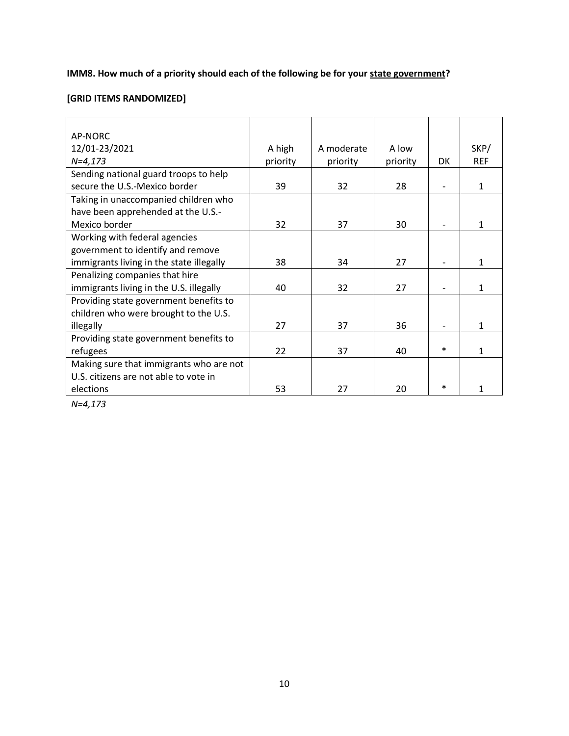**IMM8. How much of a priority should each of the following be for your <u>state government</u>?**

**[GRID ITEMS RANDOMIZED]**

| AP-NORC 12/01-23/2021 *N=4,173* | A high priority | A moderate priority | A low priority | DK | SKP/ REF |
|---|---|---|---|---|---|
| Sending national guard troops to help secure the U.S.-Mexico border | 39 | 32 | 28 | - | 1 |
| Taking in unaccompanied children who have been apprehended at the U.S.-Mexico border | 32 | 37 | 30 | - | 1 |
| Working with federal agencies government to identify and remove immigrants living in the state illegally | 38 | 34 | 27 | - | 1 |
| Penalizing companies that hire immigrants living in the U.S. illegally | 40 | 32 | 27 | - | 1 |
| Providing state government benefits to children who were brought to the U.S. illegally | 27 | 37 | 36 | - | 1 |
| Providing state government benefits to refugees | 22 | 37 | 40 | * | 1 |
| Making sure that immigrants who are not U.S. citizens are not able to vote in elections | 53 | 27 | 20 | * | 1 |

*N=4,173*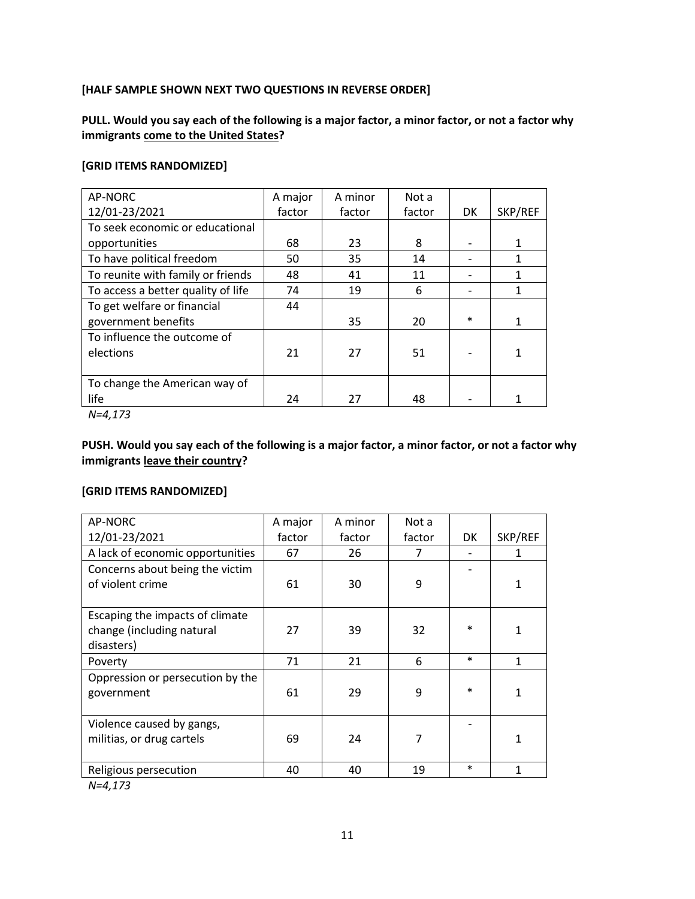**[HALF SAMPLE SHOWN NEXT TWO QUESTIONS IN REVERSE ORDER]**

**PULL. Would you say each of the following is a major factor, a minor factor, or not a factor why immigrants <u>come to the United States</u>?**

**[GRID ITEMS RANDOMIZED]**

| AP-NORC 12/01-23/2021 | A major factor | A minor factor | Not a factor | DK | SKP/REF |
|---|---|---|---|---|---|
| To seek economic or educational opportunities | 68 | 23 | 8 | - | 1 |
| To have political freedom | 50 | 35 | 14 | - | 1 |
| To reunite with family or friends | 48 | 41 | 11 | - | 1 |
| To access a better quality of life | 74 | 19 | 6 | - | 1 |
| To get welfare or financial government benefits | 44 | 35 | 20 | * | 1 |
| To influence the outcome of elections | 21 | 27 | 51 | - | 1 |
| To change the American way of life | 24 | 27 | 48 | - | 1 |

*N=4,173*

**PUSH. Would you say each of the following is a major factor, a minor factor, or not a factor why immigrants <u>leave their country</u>?**

**[GRID ITEMS RANDOMIZED]**

| AP-NORC 12/01-23/2021 | A major factor | A minor factor | Not a factor | DK | SKP/REF |
|---|---|---|---|---|---|
| A lack of economic opportunities | 67 | 26 | 7 | - | 1 |
| Concerns about being the victim of violent crime | 61 | 30 | 9 | - | 1 |
| Escaping the impacts of climate change (including natural disasters) | 27 | 39 | 32 | * | 1 |
| Poverty | 71 | 21 | 6 | * | 1 |
| Oppression or persecution by the government | 61 | 29 | 9 | * | 1 |
| Violence caused by gangs, militias, or drug cartels | 69 | 24 | 7 | - | 1 |
| Religious persecution | 40 | 40 | 19 | * | 1 |

*N=4,173*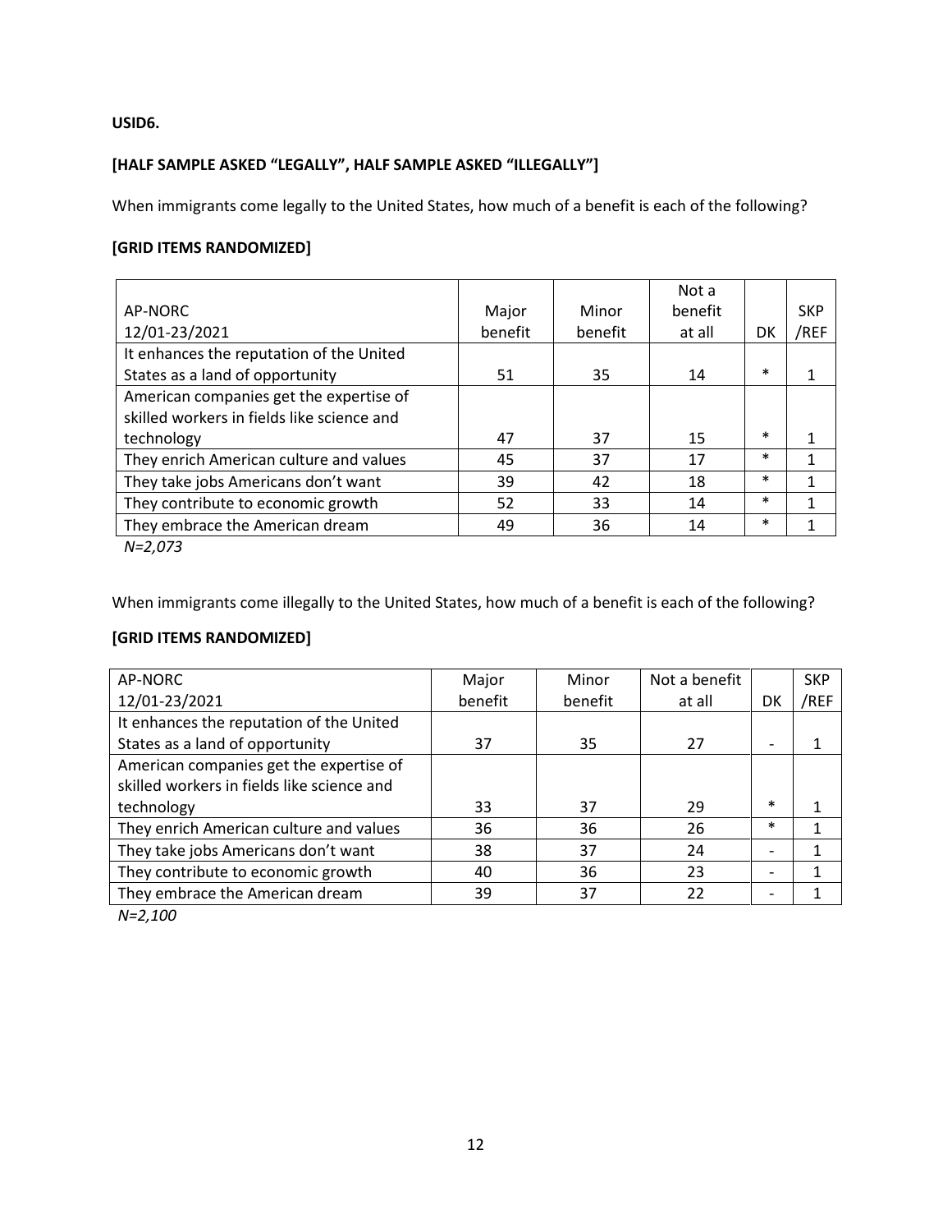**USID6.**

**[HALF SAMPLE ASKED "LEGALLY", HALF SAMPLE ASKED "ILLEGALLY"]**

When immigrants come legally to the United States, how much of a benefit is each of the following?

**[GRID ITEMS RANDOMIZED]**

| AP-NORC 12/01-23/2021 | Major benefit | Minor benefit | Not a benefit at all | DK | SKP /REF |
|---|---|---|---|---|---|
| It enhances the reputation of the United States as a land of opportunity | 51 | 35 | 14 | * | 1 |
| American companies get the expertise of skilled workers in fields like science and technology | 47 | 37 | 15 | * | 1 |
| They enrich American culture and values | 45 | 37 | 17 | * | 1 |
| They take jobs Americans don't want | 39 | 42 | 18 | * | 1 |
| They contribute to economic growth | 52 | 33 | 14 | * | 1 |
| They embrace the American dream | 49 | 36 | 14 | * | 1 |

*N=2,073*

When immigrants come illegally to the United States, how much of a benefit is each of the following?

**[GRID ITEMS RANDOMIZED]**

| AP-NORC 12/01-23/2021 | Major benefit | Minor benefit | Not a benefit at all | DK | SKP /REF |
|---|---|---|---|---|---|
| It enhances the reputation of the United States as a land of opportunity | 37 | 35 | 27 | - | 1 |
| American companies get the expertise of skilled workers in fields like science and technology | 33 | 37 | 29 | * | 1 |
| They enrich American culture and values | 36 | 36 | 26 | * | 1 |
| They take jobs Americans don't want | 38 | 37 | 24 | - | 1 |
| They contribute to economic growth | 40 | 36 | 23 | - | 1 |
| They embrace the American dream | 39 | 37 | 22 | - | 1 |

*N=2,100*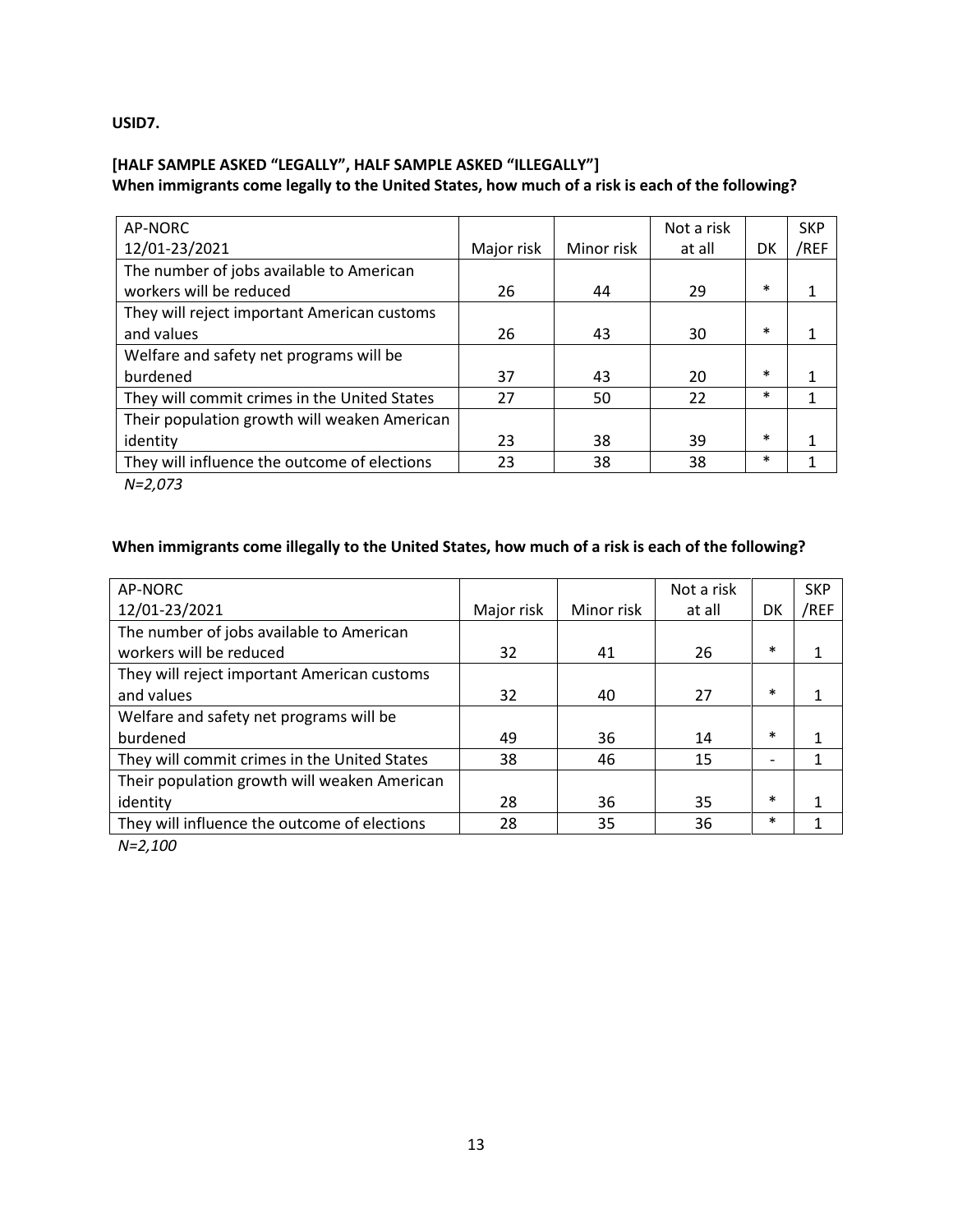**USID7.**

**[HALF SAMPLE ASKED "LEGALLY", HALF SAMPLE ASKED "ILLEGALLY"]**
**When immigrants come legally to the United States, how much of a risk is each of the following?**

| AP-NORC 12/01-23/2021 | Major risk | Minor risk | Not a risk at all | DK | SKP /REF |
|---|---|---|---|---|---|
| The number of jobs available to American workers will be reduced | 26 | 44 | 29 | * | 1 |
| They will reject important American customs and values | 26 | 43 | 30 | * | 1 |
| Welfare and safety net programs will be burdened | 37 | 43 | 20 | * | 1 |
| They will commit crimes in the United States | 27 | 50 | 22 | * | 1 |
| Their population growth will weaken American identity | 23 | 38 | 39 | * | 1 |
| They will influence the outcome of elections | 23 | 38 | 38 | * | 1 |

*N=2,073*

**When immigrants come illegally to the United States, how much of a risk is each of the following?**

| AP-NORC 12/01-23/2021 | Major risk | Minor risk | Not a risk at all | DK | SKP /REF |
|---|---|---|---|---|---|
| The number of jobs available to American workers will be reduced | 32 | 41 | 26 | * | 1 |
| They will reject important American customs and values | 32 | 40 | 27 | * | 1 |
| Welfare and safety net programs will be burdened | 49 | 36 | 14 | * | 1 |
| They will commit crimes in the United States | 38 | 46 | 15 | - | 1 |
| Their population growth will weaken American identity | 28 | 36 | 35 | * | 1 |
| They will influence the outcome of elections | 28 | 35 | 36 | * | 1 |

*N=2,100*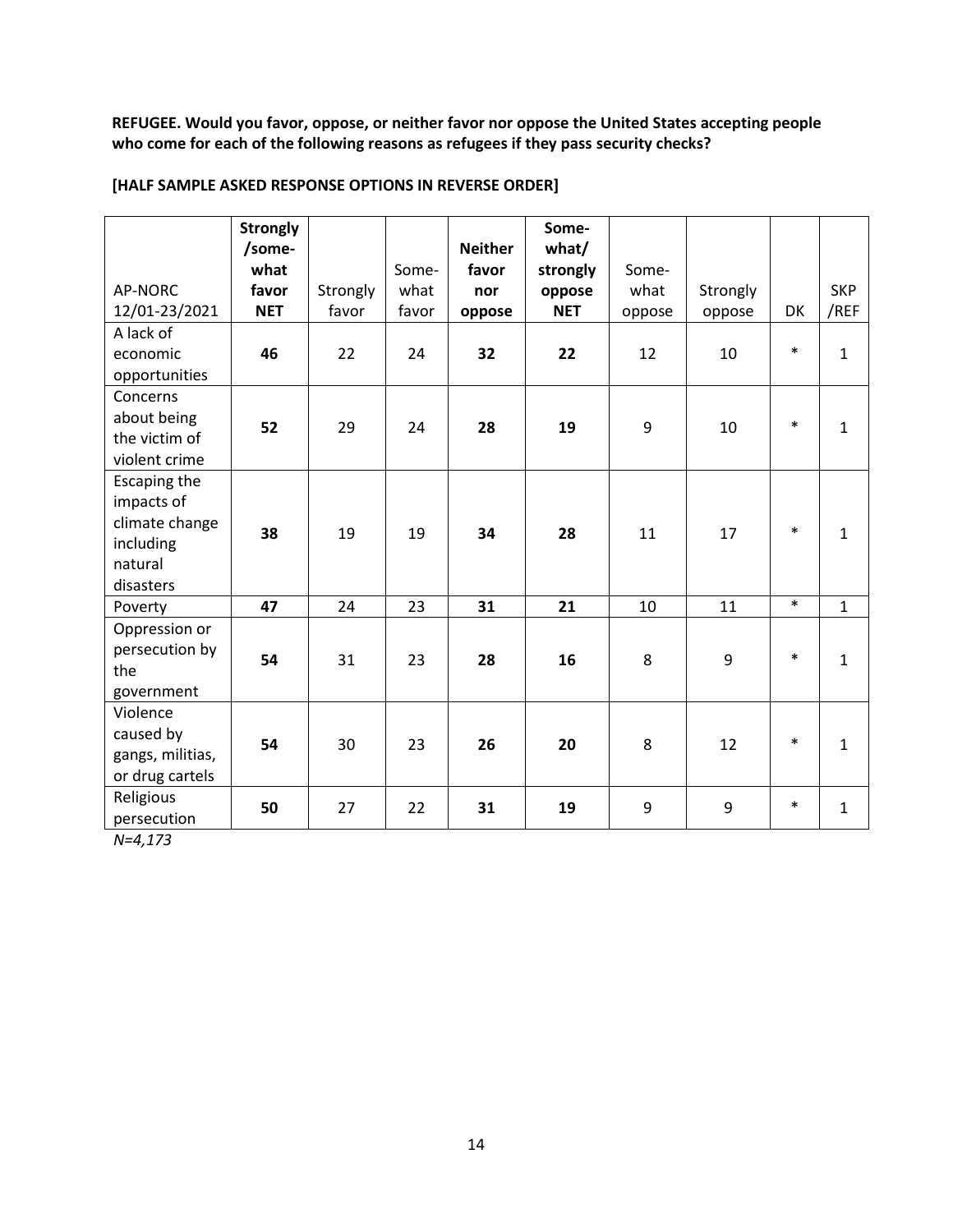**REFUGEE. Would you favor, oppose, or neither favor nor oppose the United States accepting people who come for each of the following reasons as refugees if they pass security checks?**

**[HALF SAMPLE ASKED RESPONSE OPTIONS IN REVERSE ORDER]**

| AP-NORC 12/01-23/2021 | **Strongly /somewhat favor NET** | Strongly favor | Somewhat favor | **Neither favor nor oppose** | **Somewhat/ strongly oppose NET** | Somewhat oppose | Strongly oppose | DK | SKP /REF |
|---|---|---|---|---|---|---|---|---|---|
| A lack of economic opportunities | **46** | 22 | 24 | **32** | **22** | 12 | 10 | * | 1 |
| Concerns about being the victim of violent crime | **52** | 29 | 24 | **28** | **19** | 9 | 10 | * | 1 |
| Escaping the impacts of climate change including natural disasters | **38** | 19 | 19 | **34** | **28** | 11 | 17 | * | 1 |
| Poverty | **47** | 24 | 23 | **31** | **21** | 10 | 11 | * | 1 |
| Oppression or persecution by the government | **54** | 31 | 23 | **28** | **16** | 8 | 9 | * | 1 |
| Violence caused by gangs, militias, or drug cartels | **54** | 30 | 23 | **26** | **20** | 8 | 12 | * | 1 |
| Religious persecution | **50** | 27 | 22 | **31** | **19** | 9 | 9 | * | 1 |

*N=4,173*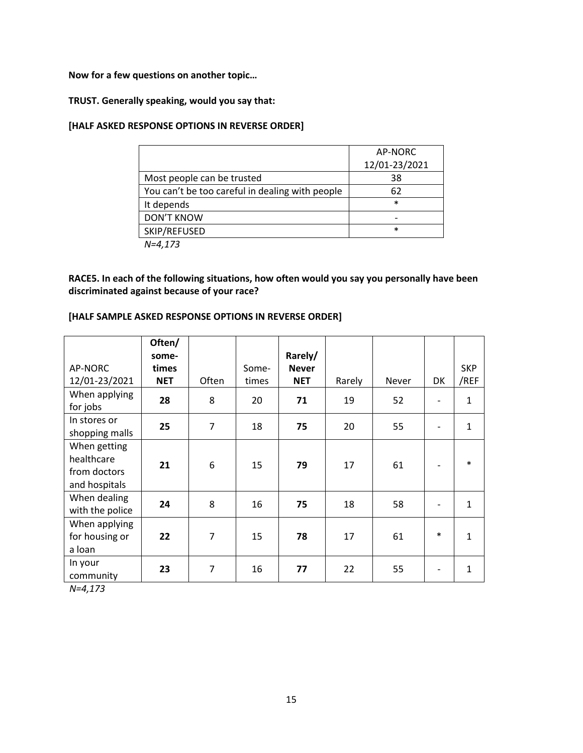**Now for a few questions on another topic…**

**TRUST. Generally speaking, would you say that:**

**[HALF ASKED RESPONSE OPTIONS IN REVERSE ORDER]**

| | AP-NORC 12/01-23/2021 |
|---|---|
| Most people can be trusted | 38 |
| You can't be too careful in dealing with people | 62 |
| It depends | * |
| DON'T KNOW | - |
| SKIP/REFUSED | * |

*N=4,173*

**RACE5. In each of the following situations, how often would you say you personally have been discriminated against because of your race?**

**[HALF SAMPLE ASKED RESPONSE OPTIONS IN REVERSE ORDER]**

| AP-NORC 12/01-23/2021 | **Often/ some-times NET** | Often | Some-times | **Rarely/ Never NET** | Rarely | Never | DK | SKP /REF |
|---|---|---|---|---|---|---|---|---|
| When applying for jobs | **28** | 8 | 20 | **71** | 19 | 52 | - | 1 |
| In stores or shopping malls | **25** | 7 | 18 | **75** | 20 | 55 | - | 1 |
| When getting healthcare from doctors and hospitals | **21** | 6 | 15 | **79** | 17 | 61 | - | * |
| When dealing with the police | **24** | 8 | 16 | **75** | 18 | 58 | - | 1 |
| When applying for housing or a loan | **22** | 7 | 15 | **78** | 17 | 61 | * | 1 |
| In your community | **23** | 7 | 16 | **77** | 22 | 55 | - | 1 |

*N=4,173*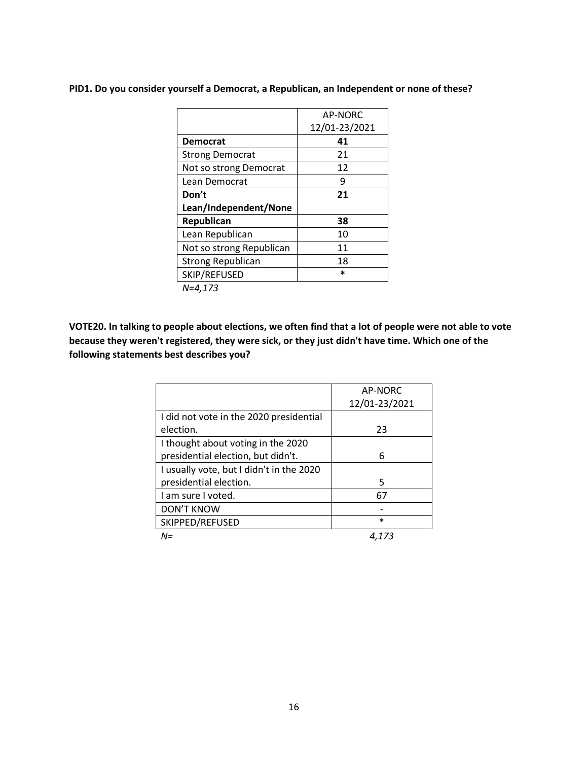**PID1. Do you consider yourself a Democrat, a Republican, an Independent or none of these?**

| | AP-NORC 12/01-23/2021 |
|---|---|
| **Democrat** | **41** |
| Strong Democrat | 21 |
| Not so strong Democrat | 12 |
| Lean Democrat | 9 |
| **Don't Lean/Independent/None** | **21** |
| **Republican** | **38** |
| Lean Republican | 10 |
| Not so strong Republican | 11 |
| Strong Republican | 18 |
| SKIP/REFUSED | * |

*N=4,173*

**VOTE20. In talking to people about elections, we often find that a lot of people were not able to vote because they weren't registered, they were sick, or they just didn't have time. Which one of the following statements best describes you?**

| | AP-NORC 12/01-23/2021 |
|---|---|
| I did not vote in the 2020 presidential election. | 23 |
| I thought about voting in the 2020 presidential election, but didn't. | 6 |
| I usually vote, but I didn't in the 2020 presidential election. | 5 |
| I am sure I voted. | 67 |
| DON'T KNOW | - |
| SKIPPED/REFUSED | * |
| *N=* | *4,173* |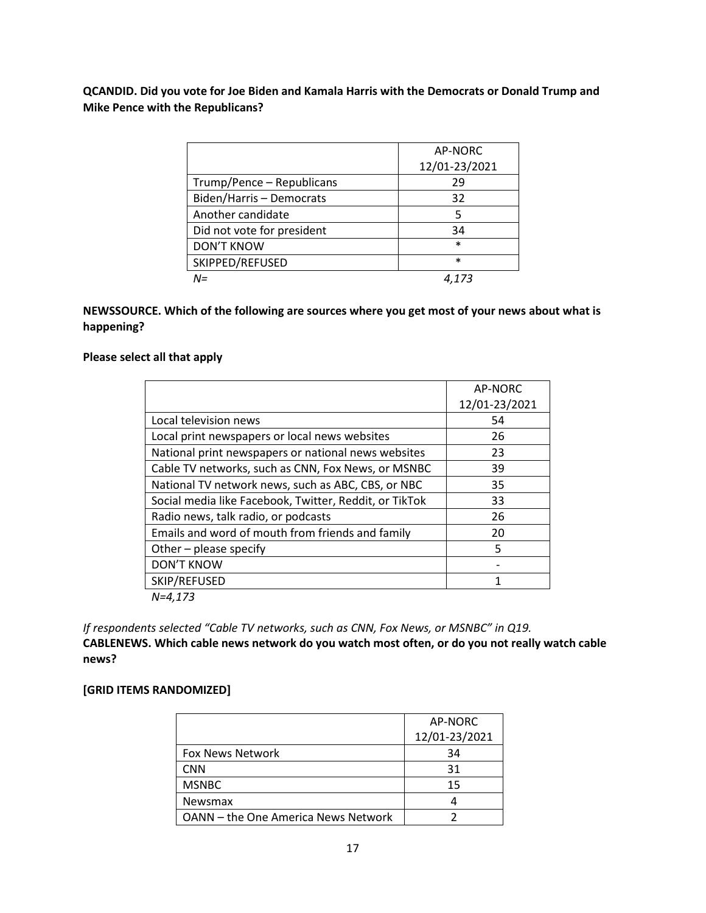**QCANDID. Did you vote for Joe Biden and Kamala Harris with the Democrats or Donald Trump and Mike Pence with the Republicans?**

| | AP-NORC 12/01-23/2021 |
|---|---|
| Trump/Pence – Republicans | 29 |
| Biden/Harris – Democrats | 32 |
| Another candidate | 5 |
| Did not vote for president | 34 |
| DON'T KNOW | * |
| SKIPPED/REFUSED | * |
| *N=* | *4,173* |

**NEWSSOURCE. Which of the following are sources where you get most of your news about what is happening?**

**Please select all that apply**

| | AP-NORC 12/01-23/2021 |
|---|---|
| Local television news | 54 |
| Local print newspapers or local news websites | 26 |
| National print newspapers or national news websites | 23 |
| Cable TV networks, such as CNN, Fox News, or MSNBC | 39 |
| National TV network news, such as ABC, CBS, or NBC | 35 |
| Social media like Facebook, Twitter, Reddit, or TikTok | 33 |
| Radio news, talk radio, or podcasts | 26 |
| Emails and word of mouth from friends and family | 20 |
| Other – please specify | 5 |
| DON'T KNOW | - |
| SKIP/REFUSED | 1 |

*N=4,173*

*If respondents selected "Cable TV networks, such as CNN, Fox News, or MSNBC" in Q19.*

**CABLENEWS. Which cable news network do you watch most often, or do you not really watch cable news?**

**[GRID ITEMS RANDOMIZED]**

| | AP-NORC 12/01-23/2021 |
|---|---|
| Fox News Network | 34 |
| CNN | 31 |
| MSNBC | 15 |
| Newsmax | 4 |
| OANN – the One America News Network | 2 |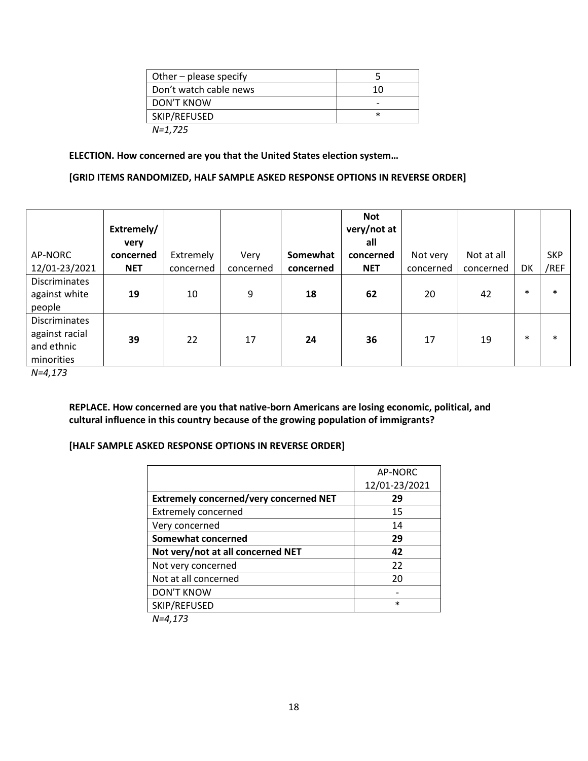| Other – please specify | 5 |
| --- | --- |
| Don't watch cable news | 10 |
| DON'T KNOW | - |
| SKIP/REFUSED | * |

*N=1,725*

**ELECTION. How concerned are you that the United States election system…**

**[GRID ITEMS RANDOMIZED, HALF SAMPLE ASKED RESPONSE OPTIONS IN REVERSE ORDER]**

| AP-NORC 12/01-23/2021 | **Extremely/ very concerned NET** | Extremely concerned | Very concerned | **Somewhat concerned** | **Not very/not at all concerned NET** | Not very concerned | Not at all concerned | DK | SKP /REF |
| --- | --- | --- | --- | --- | --- | --- | --- | --- | --- |
| Discriminates against white people | **19** | 10 | 9 | **18** | **62** | 20 | 42 | * | * |
| Discriminates against racial and ethnic minorities | **39** | 22 | 17 | **24** | **36** | 17 | 19 | * | * |

*N=4,173*

**REPLACE. How concerned are you that native-born Americans are losing economic, political, and cultural influence in this country because of the growing population of immigrants?**

**[HALF SAMPLE ASKED RESPONSE OPTIONS IN REVERSE ORDER]**

| | AP-NORC 12/01-23/2021 |
| --- | --- |
| **Extremely concerned/very concerned NET** | **29** |
| Extremely concerned | 15 |
| Very concerned | 14 |
| **Somewhat concerned** | **29** |
| **Not very/not at all concerned NET** | **42** |
| Not very concerned | 22 |
| Not at all concerned | 20 |
| DON'T KNOW | - |
| SKIP/REFUSED | * |

*N=4,173*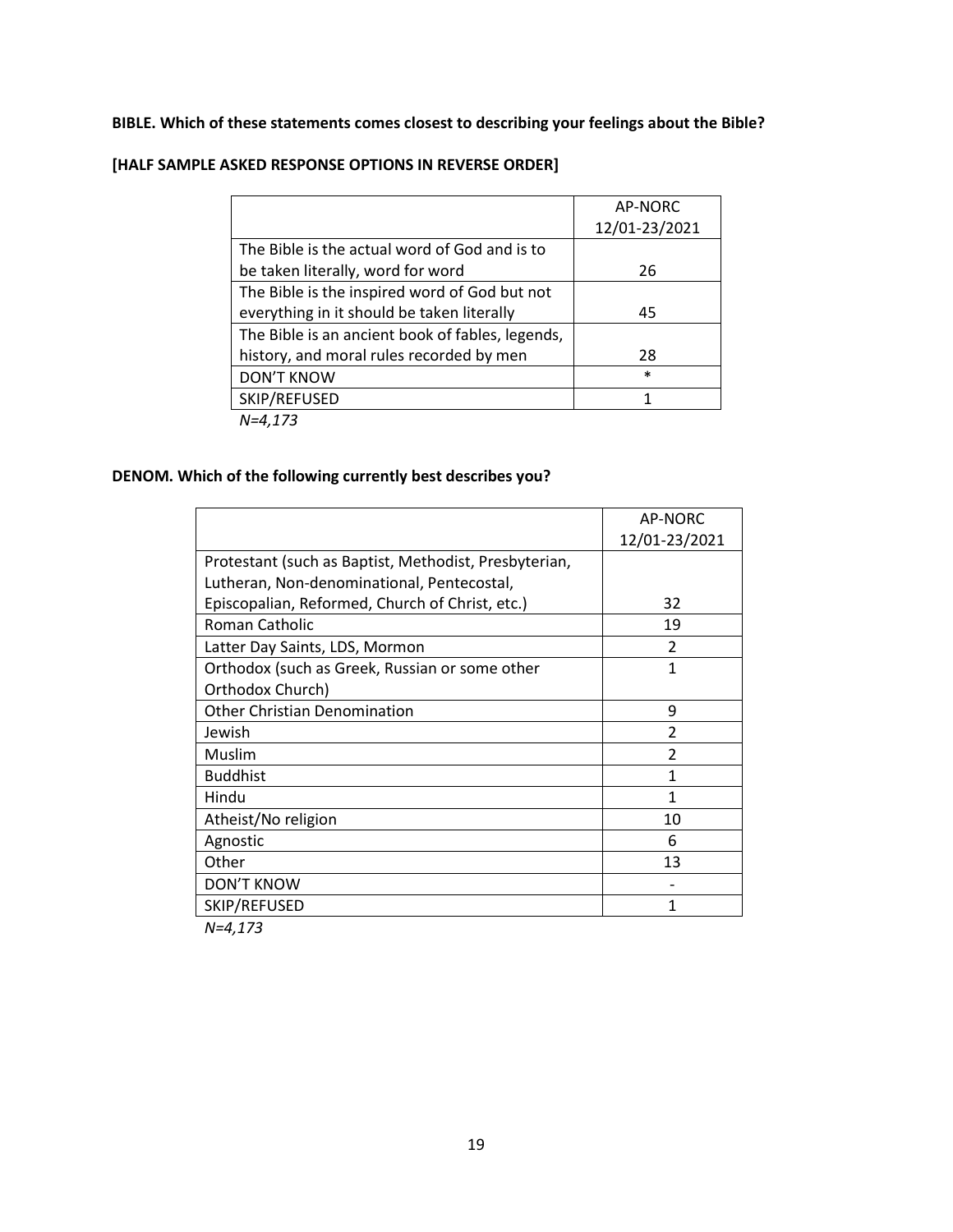**BIBLE. Which of these statements comes closest to describing your feelings about the Bible?**

**[HALF SAMPLE ASKED RESPONSE OPTIONS IN REVERSE ORDER]**

| | AP-NORC 12/01-23/2021 |
|---|---|
| The Bible is the actual word of God and is to be taken literally, word for word | 26 |
| The Bible is the inspired word of God but not everything in it should be taken literally | 45 |
| The Bible is an ancient book of fables, legends, history, and moral rules recorded by men | 28 |
| DON'T KNOW | * |
| SKIP/REFUSED | 1 |

*N=4,173*

**DENOM. Which of the following currently best describes you?**

| | AP-NORC 12/01-23/2021 |
|---|---|
| Protestant (such as Baptist, Methodist, Presbyterian, Lutheran, Non-denominational, Pentecostal, Episcopalian, Reformed, Church of Christ, etc.) | 32 |
| Roman Catholic | 19 |
| Latter Day Saints, LDS, Mormon | 2 |
| Orthodox (such as Greek, Russian or some other Orthodox Church) | 1 |
| Other Christian Denomination | 9 |
| Jewish | 2 |
| Muslim | 2 |
| Buddhist | 1 |
| Hindu | 1 |
| Atheist/No religion | 10 |
| Agnostic | 6 |
| Other | 13 |
| DON'T KNOW | - |
| SKIP/REFUSED | 1 |

*N=4,173*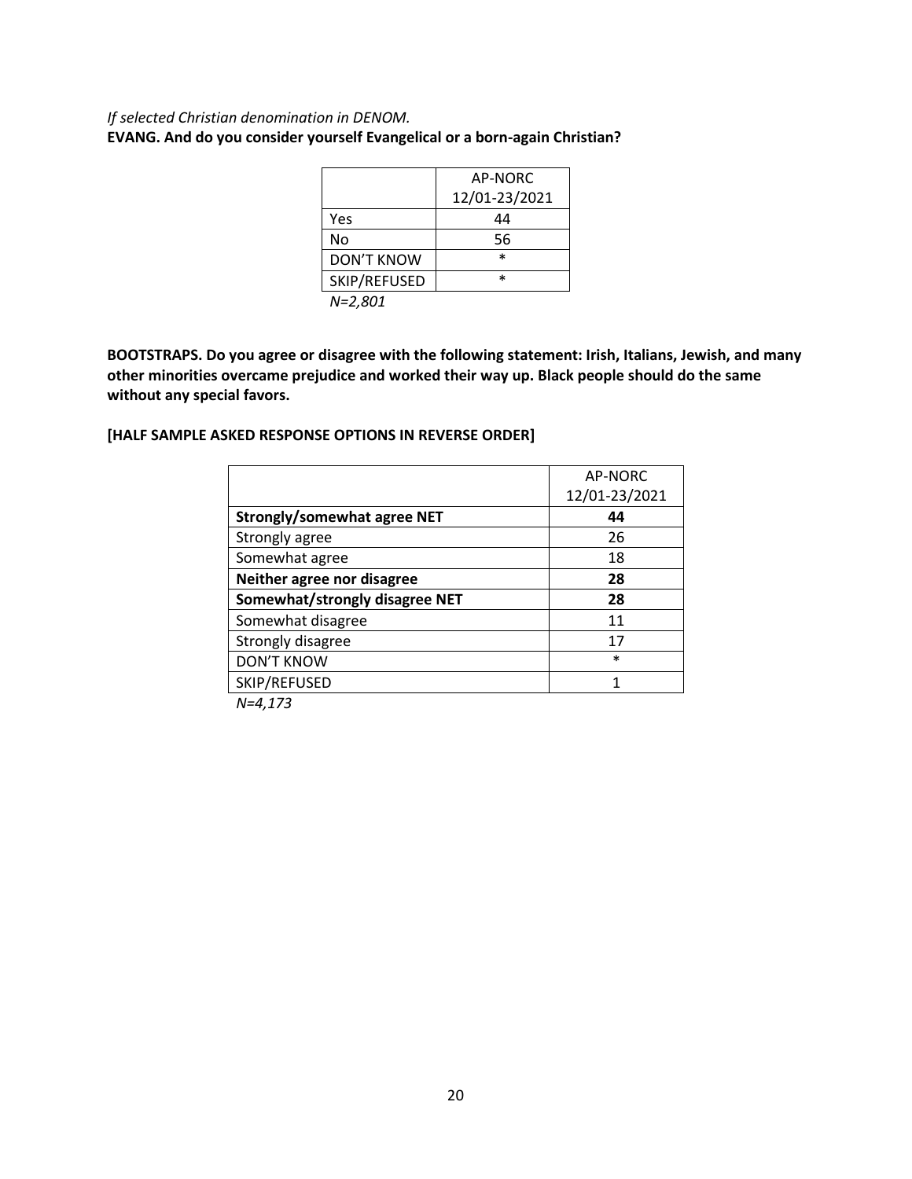*If selected Christian denomination in DENOM.*

**EVANG. And do you consider yourself Evangelical or a born-again Christian?**

| | AP-NORC 12/01-23/2021 |
|---|---|
| Yes | 44 |
| No | 56 |
| DON'T KNOW | * |
| SKIP/REFUSED | * |

*N=2,801*

**BOOTSTRAPS. Do you agree or disagree with the following statement: Irish, Italians, Jewish, and many other minorities overcame prejudice and worked their way up. Black people should do the same without any special favors.**

**[HALF SAMPLE ASKED RESPONSE OPTIONS IN REVERSE ORDER]**

| | AP-NORC 12/01-23/2021 |
|---|---|
| **Strongly/somewhat agree NET** | **44** |
| Strongly agree | 26 |
| Somewhat agree | 18 |
| **Neither agree nor disagree** | **28** |
| **Somewhat/strongly disagree NET** | **28** |
| Somewhat disagree | 11 |
| Strongly disagree | 17 |
| DON'T KNOW | * |
| SKIP/REFUSED | 1 |

*N=4,173*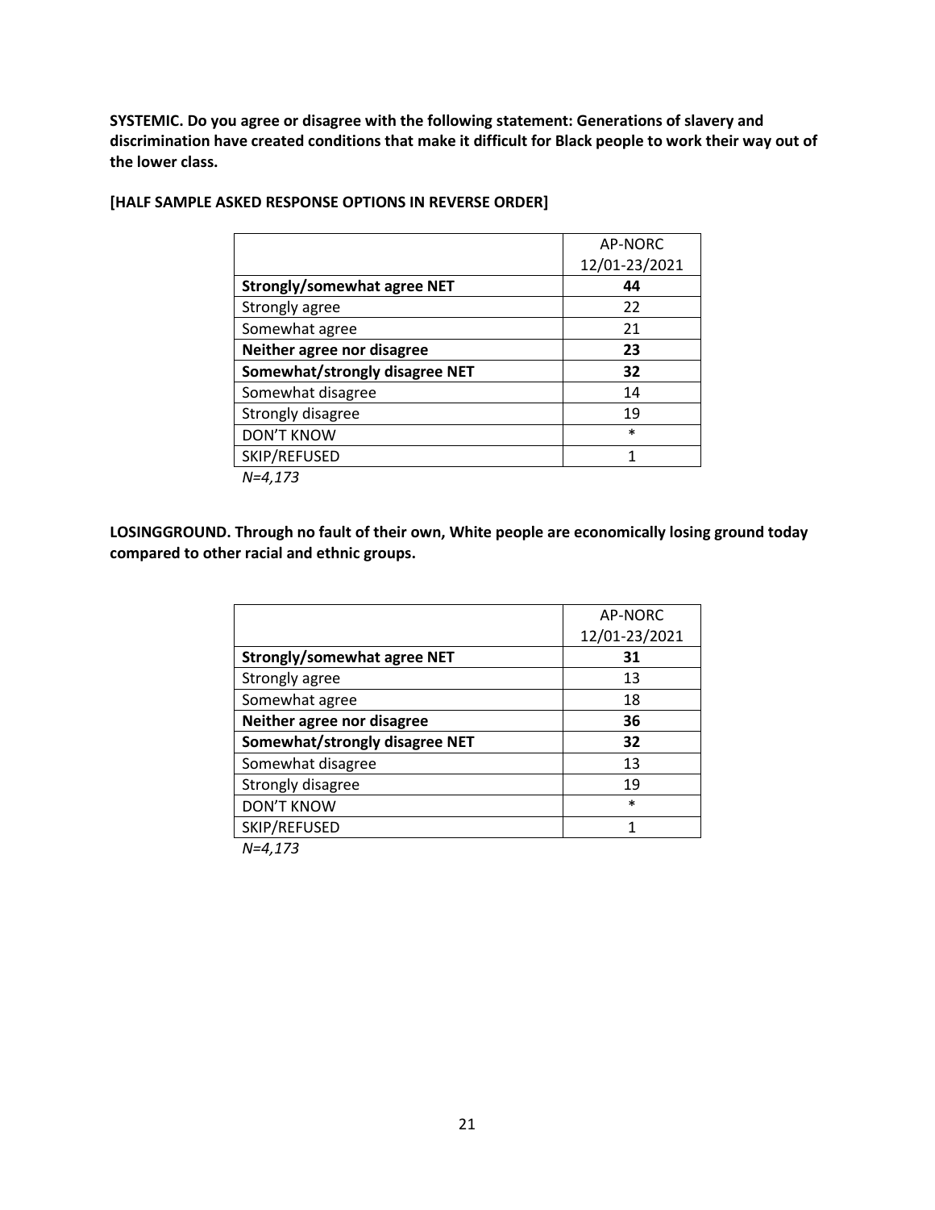**SYSTEMIC. Do you agree or disagree with the following statement: Generations of slavery and discrimination have created conditions that make it difficult for Black people to work their way out of the lower class.**

**[HALF SAMPLE ASKED RESPONSE OPTIONS IN REVERSE ORDER]**

| | AP-NORC 12/01-23/2021 |
|---|---|
| **Strongly/somewhat agree NET** | **44** |
| Strongly agree | 22 |
| Somewhat agree | 21 |
| **Neither agree nor disagree** | **23** |
| **Somewhat/strongly disagree NET** | **32** |
| Somewhat disagree | 14 |
| Strongly disagree | 19 |
| DON'T KNOW | * |
| SKIP/REFUSED | 1 |

*N=4,173*

**LOSINGGROUND. Through no fault of their own, White people are economically losing ground today compared to other racial and ethnic groups.**

| | AP-NORC 12/01-23/2021 |
|---|---|
| **Strongly/somewhat agree NET** | **31** |
| Strongly agree | 13 |
| Somewhat agree | 18 |
| **Neither agree nor disagree** | **36** |
| **Somewhat/strongly disagree NET** | **32** |
| Somewhat disagree | 13 |
| Strongly disagree | 19 |
| DON'T KNOW | * |
| SKIP/REFUSED | 1 |

*N=4,173*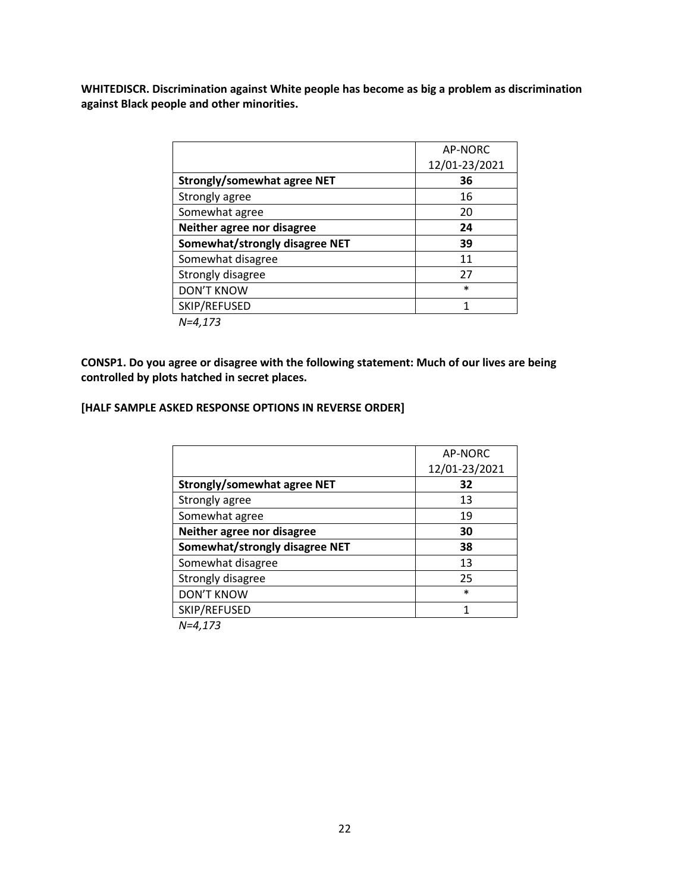**WHITEDISCR. Discrimination against White people has become as big a problem as discrimination against Black people and other minorities.**

| | AP-NORC 12/01-23/2021 |
|---|---|
| **Strongly/somewhat agree NET** | **36** |
| Strongly agree | 16 |
| Somewhat agree | 20 |
| **Neither agree nor disagree** | **24** |
| **Somewhat/strongly disagree NET** | **39** |
| Somewhat disagree | 11 |
| Strongly disagree | 27 |
| DON'T KNOW | * |
| SKIP/REFUSED | 1 |

*N=4,173*

**CONSP1. Do you agree or disagree with the following statement: Much of our lives are being controlled by plots hatched in secret places.**

**[HALF SAMPLE ASKED RESPONSE OPTIONS IN REVERSE ORDER]**

| | AP-NORC 12/01-23/2021 |
|---|---|
| **Strongly/somewhat agree NET** | **32** |
| Strongly agree | 13 |
| Somewhat agree | 19 |
| **Neither agree nor disagree** | **30** |
| **Somewhat/strongly disagree NET** | **38** |
| Somewhat disagree | 13 |
| Strongly disagree | 25 |
| DON'T KNOW | * |
| SKIP/REFUSED | 1 |

*N=4,173*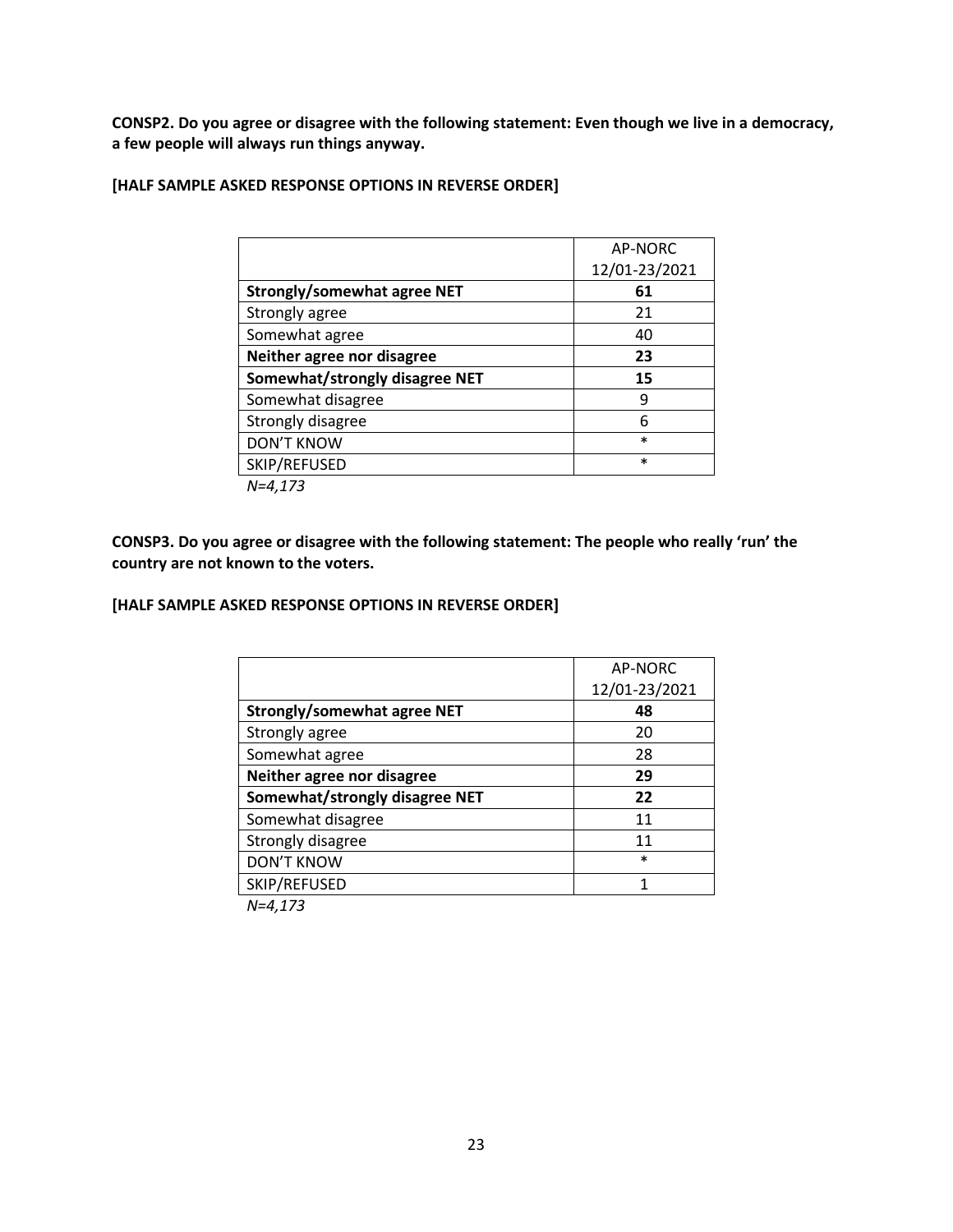**CONSP2. Do you agree or disagree with the following statement: Even though we live in a democracy, a few people will always run things anyway.**

**[HALF SAMPLE ASKED RESPONSE OPTIONS IN REVERSE ORDER]**

| | AP-NORC 12/01-23/2021 |
|---|---|
| **Strongly/somewhat agree NET** | **61** |
| Strongly agree | 21 |
| Somewhat agree | 40 |
| **Neither agree nor disagree** | **23** |
| **Somewhat/strongly disagree NET** | **15** |
| Somewhat disagree | 9 |
| Strongly disagree | 6 |
| DON'T KNOW | * |
| SKIP/REFUSED | * |

*N=4,173*

**CONSP3. Do you agree or disagree with the following statement: The people who really 'run' the country are not known to the voters.**

**[HALF SAMPLE ASKED RESPONSE OPTIONS IN REVERSE ORDER]**

| | AP-NORC 12/01-23/2021 |
|---|---|
| **Strongly/somewhat agree NET** | **48** |
| Strongly agree | 20 |
| Somewhat agree | 28 |
| **Neither agree nor disagree** | **29** |
| **Somewhat/strongly disagree NET** | **22** |
| Somewhat disagree | 11 |
| Strongly disagree | 11 |
| DON'T KNOW | * |
| SKIP/REFUSED | 1 |

*N=4,173*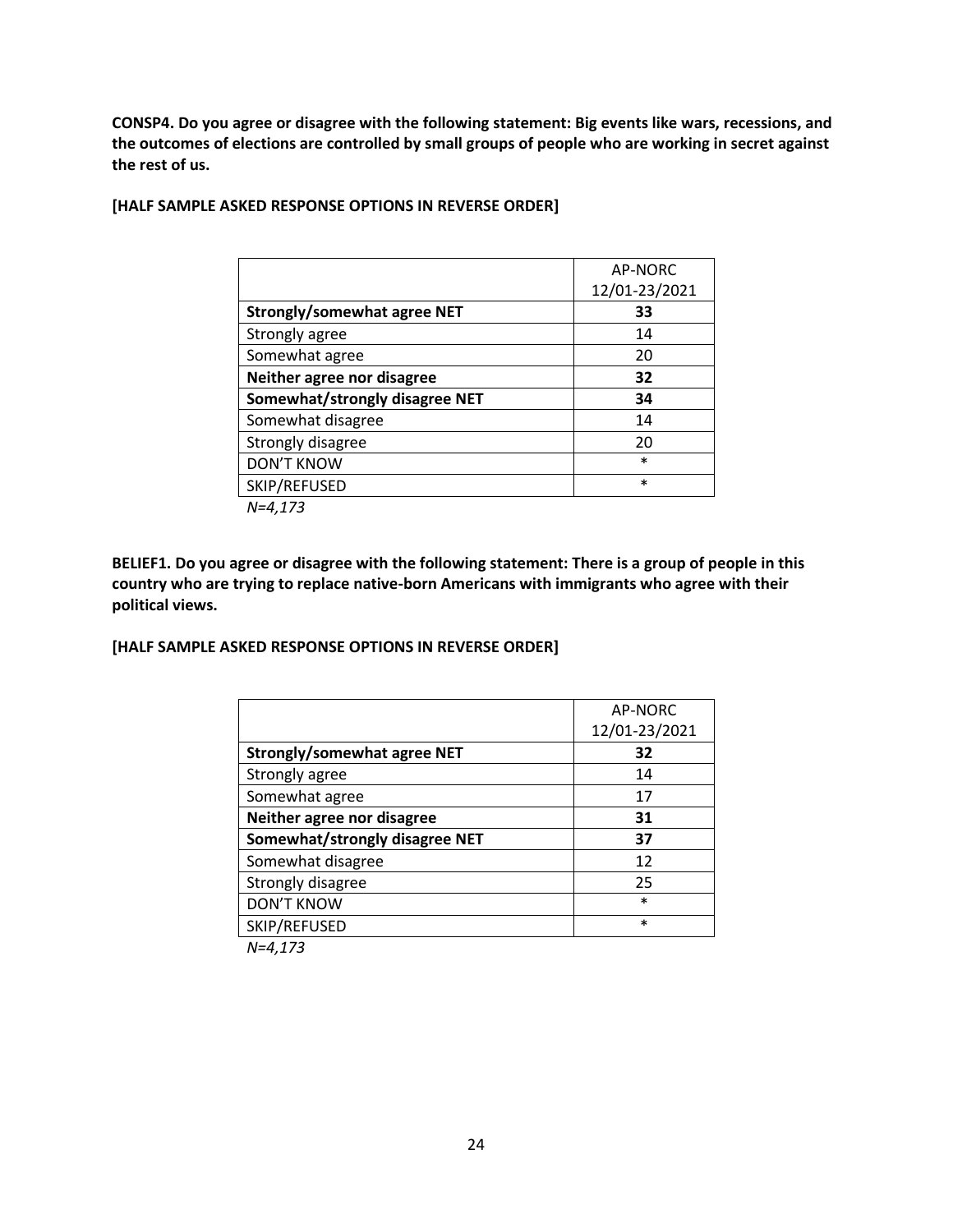**CONSP4. Do you agree or disagree with the following statement: Big events like wars, recessions, and the outcomes of elections are controlled by small groups of people who are working in secret against the rest of us.**

**[HALF SAMPLE ASKED RESPONSE OPTIONS IN REVERSE ORDER]**

| | AP-NORC 12/01-23/2021 |
|---|---|
| **Strongly/somewhat agree NET** | **33** |
| Strongly agree | 14 |
| Somewhat agree | 20 |
| **Neither agree nor disagree** | **32** |
| **Somewhat/strongly disagree NET** | **34** |
| Somewhat disagree | 14 |
| Strongly disagree | 20 |
| DON'T KNOW | * |
| SKIP/REFUSED | * |

*N=4,173*

**BELIEF1. Do you agree or disagree with the following statement: There is a group of people in this country who are trying to replace native-born Americans with immigrants who agree with their political views.**

**[HALF SAMPLE ASKED RESPONSE OPTIONS IN REVERSE ORDER]**

| | AP-NORC 12/01-23/2021 |
|---|---|
| **Strongly/somewhat agree NET** | **32** |
| Strongly agree | 14 |
| Somewhat agree | 17 |
| **Neither agree nor disagree** | **31** |
| **Somewhat/strongly disagree NET** | **37** |
| Somewhat disagree | 12 |
| Strongly disagree | 25 |
| DON'T KNOW | * |
| SKIP/REFUSED | * |

*N=4,173*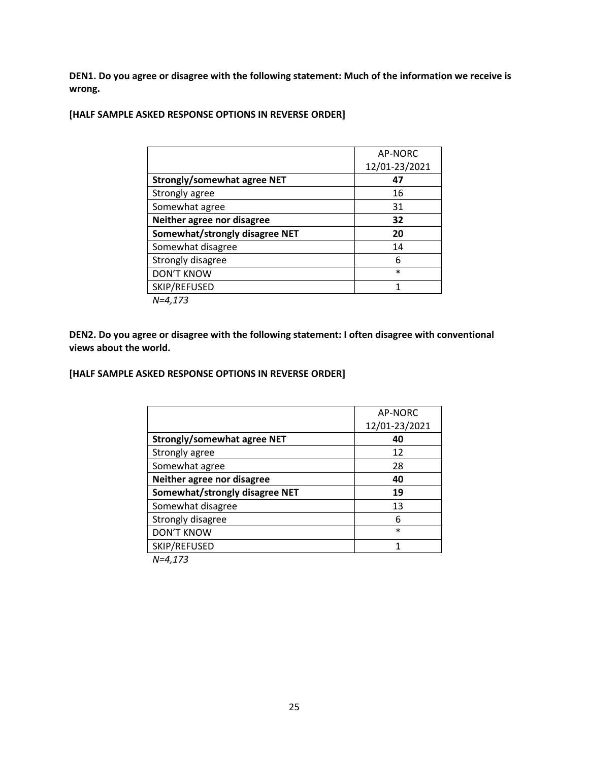**DEN1. Do you agree or disagree with the following statement: Much of the information we receive is wrong.**

**[HALF SAMPLE ASKED RESPONSE OPTIONS IN REVERSE ORDER]**

| | AP-NORC 12/01-23/2021 |
|---|---|
| **Strongly/somewhat agree NET** | **47** |
| Strongly agree | 16 |
| Somewhat agree | 31 |
| **Neither agree nor disagree** | **32** |
| **Somewhat/strongly disagree NET** | **20** |
| Somewhat disagree | 14 |
| Strongly disagree | 6 |
| DON'T KNOW | * |
| SKIP/REFUSED | 1 |

*N=4,173*

**DEN2. Do you agree or disagree with the following statement: I often disagree with conventional views about the world.**

**[HALF SAMPLE ASKED RESPONSE OPTIONS IN REVERSE ORDER]**

| | AP-NORC 12/01-23/2021 |
|---|---|
| **Strongly/somewhat agree NET** | **40** |
| Strongly agree | 12 |
| Somewhat agree | 28 |
| **Neither agree nor disagree** | **40** |
| **Somewhat/strongly disagree NET** | **19** |
| Somewhat disagree | 13 |
| Strongly disagree | 6 |
| DON'T KNOW | * |
| SKIP/REFUSED | 1 |

*N=4,173*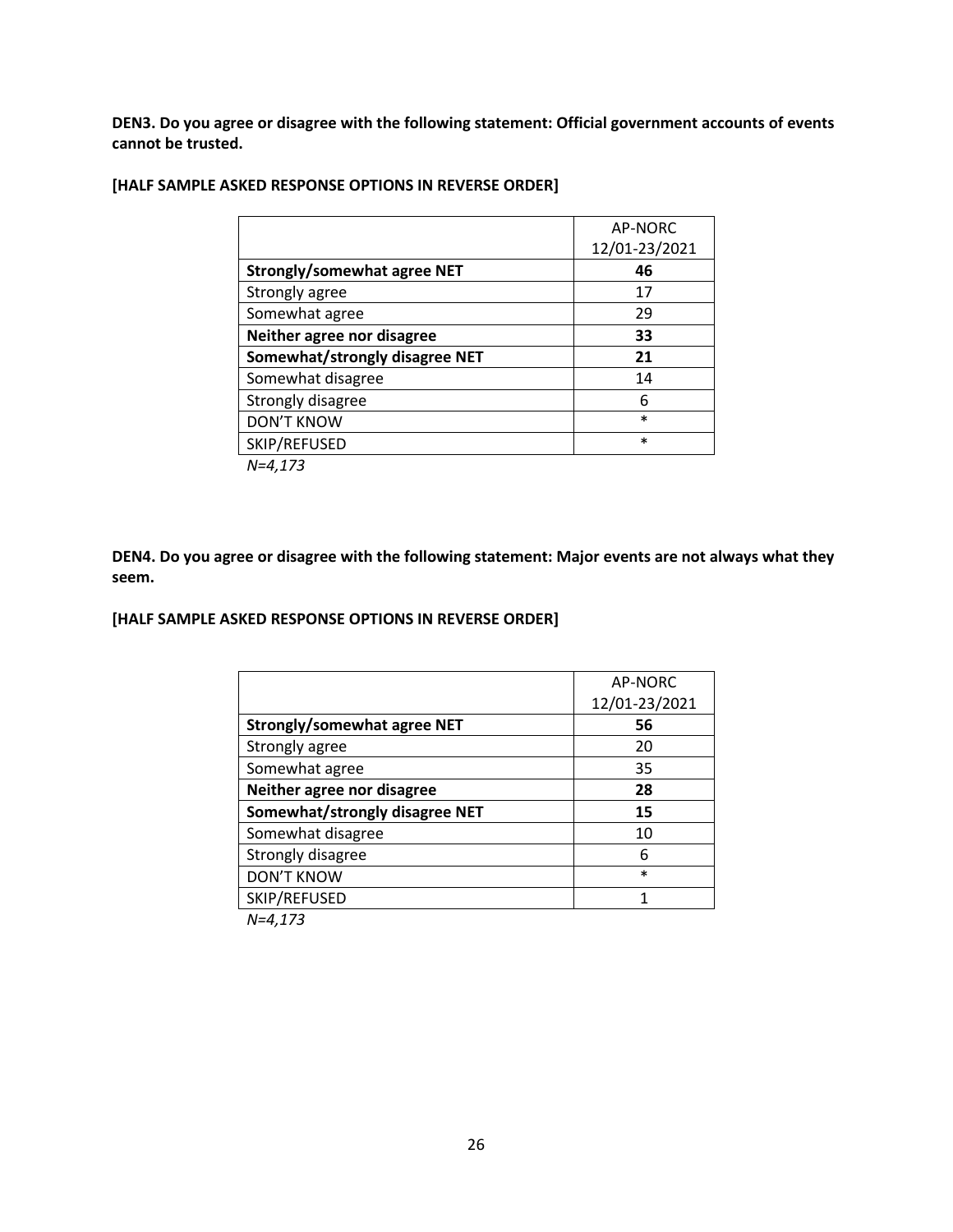**DEN3. Do you agree or disagree with the following statement: Official government accounts of events cannot be trusted.**

**[HALF SAMPLE ASKED RESPONSE OPTIONS IN REVERSE ORDER]**

| | AP-NORC 12/01-23/2021 |
|---|---|
| **Strongly/somewhat agree NET** | **46** |
| Strongly agree | 17 |
| Somewhat agree | 29 |
| **Neither agree nor disagree** | **33** |
| **Somewhat/strongly disagree NET** | **21** |
| Somewhat disagree | 14 |
| Strongly disagree | 6 |
| DON'T KNOW | * |
| SKIP/REFUSED | * |

*N=4,173*

**DEN4. Do you agree or disagree with the following statement: Major events are not always what they seem.**

**[HALF SAMPLE ASKED RESPONSE OPTIONS IN REVERSE ORDER]**

| | AP-NORC 12/01-23/2021 |
|---|---|
| **Strongly/somewhat agree NET** | **56** |
| Strongly agree | 20 |
| Somewhat agree | 35 |
| **Neither agree nor disagree** | **28** |
| **Somewhat/strongly disagree NET** | **15** |
| Somewhat disagree | 10 |
| Strongly disagree | 6 |
| DON'T KNOW | * |
| SKIP/REFUSED | 1 |

*N=4,173*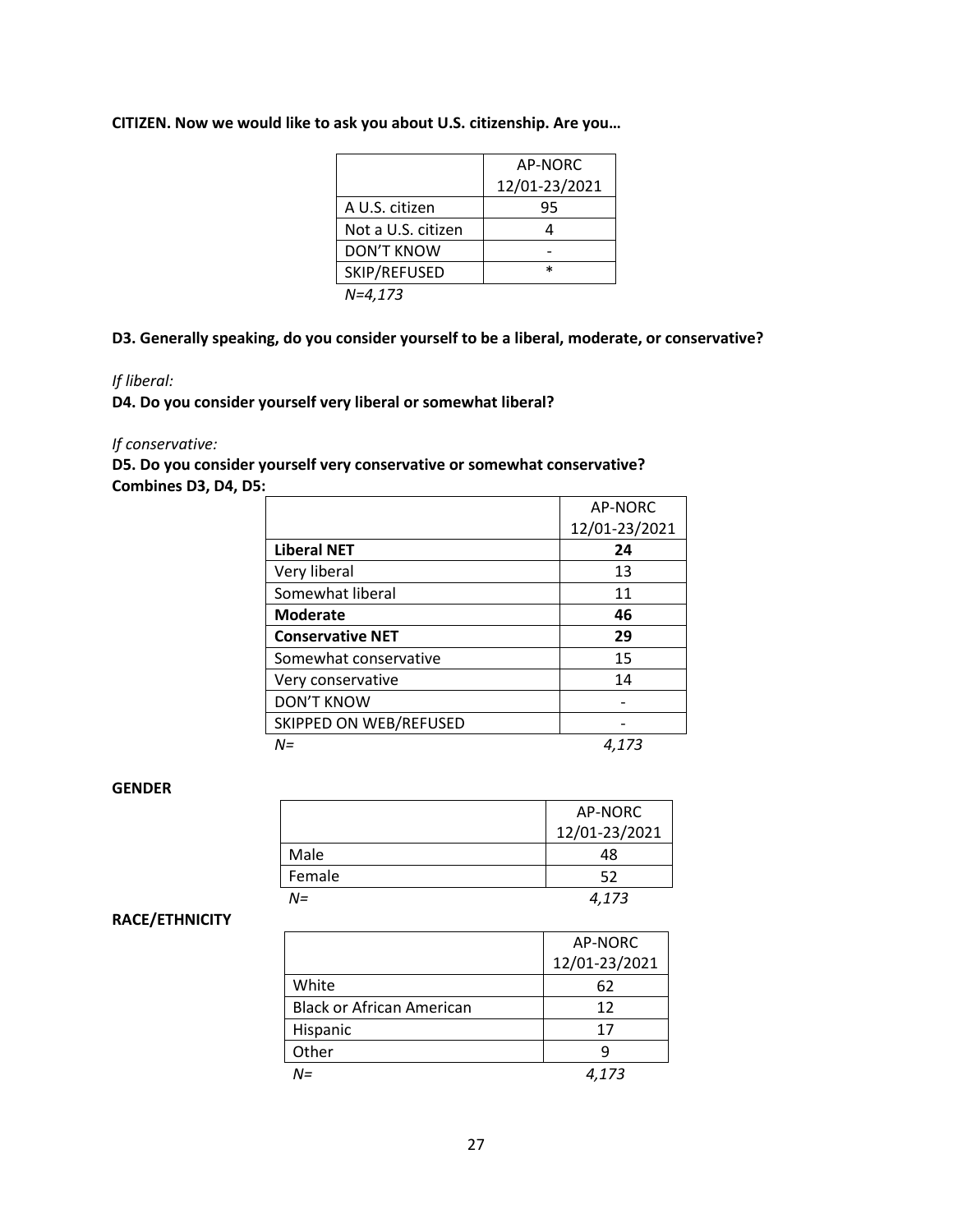**CITIZEN. Now we would like to ask you about U.S. citizenship. Are you…**

| | AP-NORC 12/01-23/2021 |
|---|---|
| A U.S. citizen | 95 |
| Not a U.S. citizen | 4 |
| DON'T KNOW | - |
| SKIP/REFUSED | * |

*N=4,173*

**D3. Generally speaking, do you consider yourself to be a liberal, moderate, or conservative?**

*If liberal:*

**D4. Do you consider yourself very liberal or somewhat liberal?**

*If conservative:*

**D5. Do you consider yourself very conservative or somewhat conservative?**

**Combines D3, D4, D5:**

| | AP-NORC 12/01-23/2021 |
|---|---|
| **Liberal NET** | **24** |
| Very liberal | 13 |
| Somewhat liberal | 11 |
| **Moderate** | **46** |
| **Conservative NET** | **29** |
| Somewhat conservative | 15 |
| Very conservative | 14 |
| DON'T KNOW | - |
| SKIPPED ON WEB/REFUSED | - |
| *N=* | *4,173* |

**GENDER**

| | AP-NORC 12/01-23/2021 |
|---|---|
| Male | 48 |
| Female | 52 |
| *N=* | *4,173* |

**RACE/ETHNICITY**

| | AP-NORC 12/01-23/2021 |
|---|---|
| White | 62 |
| Black or African American | 12 |
| Hispanic | 17 |
| Other | 9 |
| *N=* | *4,173* |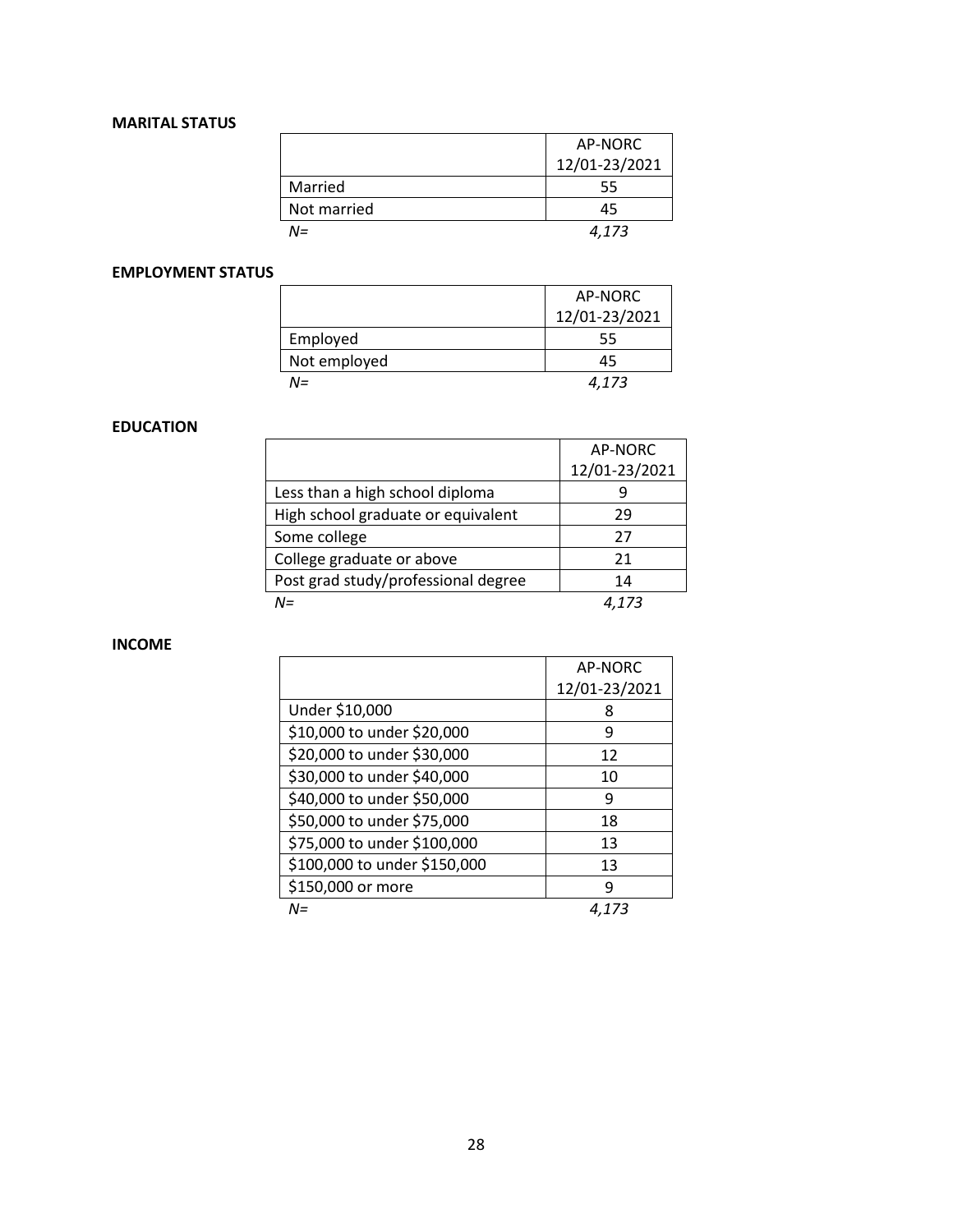**MARITAL STATUS**

| | AP-NORC 12/01-23/2021 |
|---|---|
| Married | 55 |
| Not married | 45 |
| *N=* | *4,173* |

**EMPLOYMENT STATUS**

| | AP-NORC 12/01-23/2021 |
|---|---|
| Employed | 55 |
| Not employed | 45 |
| *N=* | *4,173* |

**EDUCATION**

| | AP-NORC 12/01-23/2021 |
|---|---|
| Less than a high school diploma | 9 |
| High school graduate or equivalent | 29 |
| Some college | 27 |
| College graduate or above | 21 |
| Post grad study/professional degree | 14 |
| *N=* | *4,173* |

**INCOME**

| | AP-NORC 12/01-23/2021 |
|---|---|
| Under $10,000 | 8 |
| $10,000 to under $20,000 | 9 |
| $20,000 to under $30,000 | 12 |
| $30,000 to under $40,000 | 10 |
| $40,000 to under $50,000 | 9 |
| $50,000 to under $75,000 | 18 |
| $75,000 to under $100,000 | 13 |
| $100,000 to under $150,000 | 13 |
| $150,000 or more | 9 |
| *N=* | *4,173* |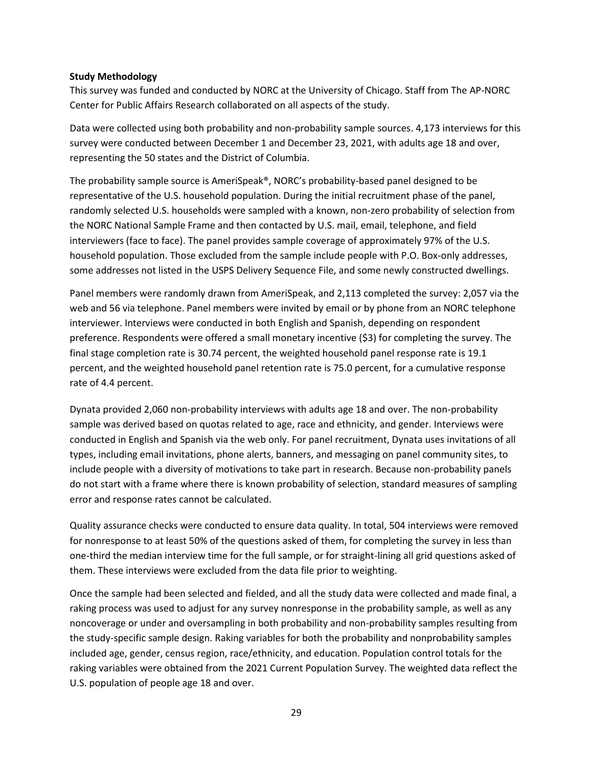**Study Methodology**

This survey was funded and conducted by NORC at the University of Chicago. Staff from The AP-NORC Center for Public Affairs Research collaborated on all aspects of the study.

Data were collected using both probability and non-probability sample sources. 4,173 interviews for this survey were conducted between December 1 and December 23, 2021, with adults age 18 and over, representing the 50 states and the District of Columbia.

The probability sample source is AmeriSpeak®, NORC's probability-based panel designed to be representative of the U.S. household population. During the initial recruitment phase of the panel, randomly selected U.S. households were sampled with a known, non-zero probability of selection from the NORC National Sample Frame and then contacted by U.S. mail, email, telephone, and field interviewers (face to face). The panel provides sample coverage of approximately 97% of the U.S. household population. Those excluded from the sample include people with P.O. Box-only addresses, some addresses not listed in the USPS Delivery Sequence File, and some newly constructed dwellings.

Panel members were randomly drawn from AmeriSpeak, and 2,113 completed the survey: 2,057 via the web and 56 via telephone. Panel members were invited by email or by phone from an NORC telephone interviewer. Interviews were conducted in both English and Spanish, depending on respondent preference. Respondents were offered a small monetary incentive ($3) for completing the survey. The final stage completion rate is 30.74 percent, the weighted household panel response rate is 19.1 percent, and the weighted household panel retention rate is 75.0 percent, for a cumulative response rate of 4.4 percent.

Dynata provided 2,060 non-probability interviews with adults age 18 and over. The non-probability sample was derived based on quotas related to age, race and ethnicity, and gender. Interviews were conducted in English and Spanish via the web only. For panel recruitment, Dynata uses invitations of all types, including email invitations, phone alerts, banners, and messaging on panel community sites, to include people with a diversity of motivations to take part in research. Because non-probability panels do not start with a frame where there is known probability of selection, standard measures of sampling error and response rates cannot be calculated.

Quality assurance checks were conducted to ensure data quality. In total, 504 interviews were removed for nonresponse to at least 50% of the questions asked of them, for completing the survey in less than one-third the median interview time for the full sample, or for straight-lining all grid questions asked of them. These interviews were excluded from the data file prior to weighting.

Once the sample had been selected and fielded, and all the study data were collected and made final, a raking process was used to adjust for any survey nonresponse in the probability sample, as well as any noncoverage or under and oversampling in both probability and non-probability samples resulting from the study-specific sample design. Raking variables for both the probability and nonprobability samples included age, gender, census region, race/ethnicity, and education. Population control totals for the raking variables were obtained from the 2021 Current Population Survey. The weighted data reflect the U.S. population of people age 18 and over.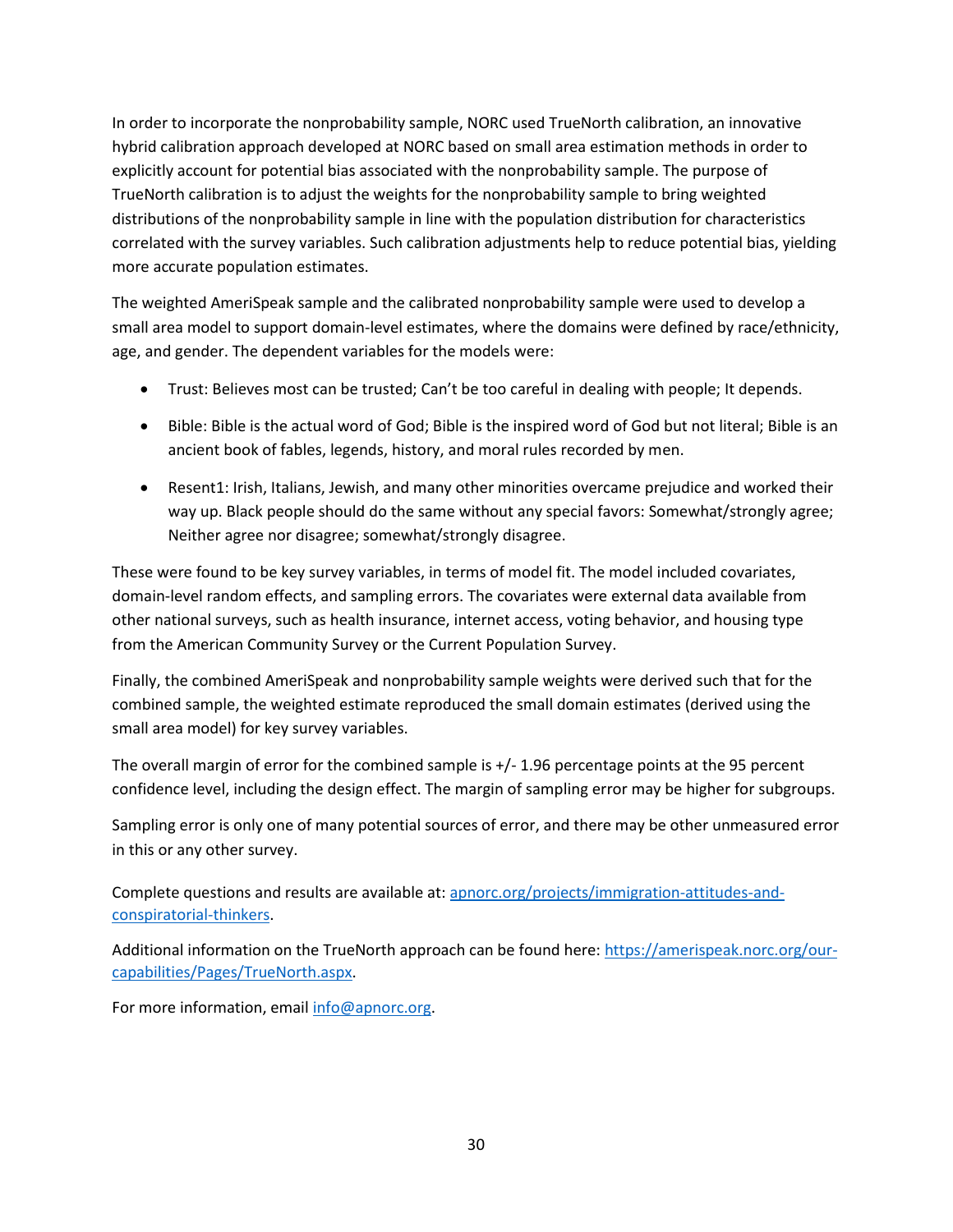In order to incorporate the nonprobability sample, NORC used TrueNorth calibration, an innovative hybrid calibration approach developed at NORC based on small area estimation methods in order to explicitly account for potential bias associated with the nonprobability sample. The purpose of TrueNorth calibration is to adjust the weights for the nonprobability sample to bring weighted distributions of the nonprobability sample in line with the population distribution for characteristics correlated with the survey variables. Such calibration adjustments help to reduce potential bias, yielding more accurate population estimates.

The weighted AmeriSpeak sample and the calibrated nonprobability sample were used to develop a small area model to support domain-level estimates, where the domains were defined by race/ethnicity, age, and gender. The dependent variables for the models were:

- Trust: Believes most can be trusted; Can't be too careful in dealing with people; It depends.
- Bible: Bible is the actual word of God; Bible is the inspired word of God but not literal; Bible is an ancient book of fables, legends, history, and moral rules recorded by men.
- Resent1: Irish, Italians, Jewish, and many other minorities overcame prejudice and worked their way up. Black people should do the same without any special favors: Somewhat/strongly agree; Neither agree nor disagree; somewhat/strongly disagree.

These were found to be key survey variables, in terms of model fit. The model included covariates, domain-level random effects, and sampling errors. The covariates were external data available from other national surveys, such as health insurance, internet access, voting behavior, and housing type from the American Community Survey or the Current Population Survey.

Finally, the combined AmeriSpeak and nonprobability sample weights were derived such that for the combined sample, the weighted estimate reproduced the small domain estimates (derived using the small area model) for key survey variables.

The overall margin of error for the combined sample is +/- 1.96 percentage points at the 95 percent confidence level, including the design effect. The margin of sampling error may be higher for subgroups.

Sampling error is only one of many potential sources of error, and there may be other unmeasured error in this or any other survey.

Complete questions and results are available at: [apnorc.org/projects/immigration-attitudes-and-conspiratorial-thinkers](apnorc.org/projects/immigration-attitudes-and-conspiratorial-thinkers).

Additional information on the TrueNorth approach can be found here: [https://amerispeak.norc.org/our-capabilities/Pages/TrueNorth.aspx](https://amerispeak.norc.org/our-capabilities/Pages/TrueNorth.aspx).

For more information, email [info@apnorc.org](mailto:info@apnorc.org).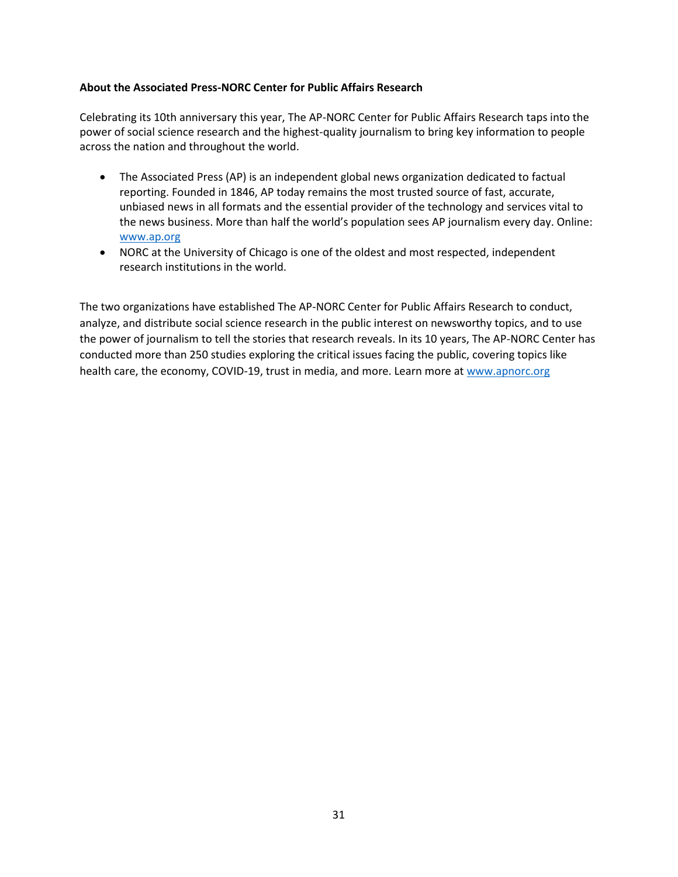**About the Associated Press-NORC Center for Public Affairs Research**

Celebrating its 10th anniversary this year, The AP-NORC Center for Public Affairs Research taps into the power of social science research and the highest-quality journalism to bring key information to people across the nation and throughout the world.

- The Associated Press (AP) is an independent global news organization dedicated to factual reporting. Founded in 1846, AP today remains the most trusted source of fast, accurate, unbiased news in all formats and the essential provider of the technology and services vital to the news business. More than half the world's population sees AP journalism every day. Online: [www.ap.org](http://www.ap.org)
- NORC at the University of Chicago is one of the oldest and most respected, independent research institutions in the world.

The two organizations have established The AP-NORC Center for Public Affairs Research to conduct, analyze, and distribute social science research in the public interest on newsworthy topics, and to use the power of journalism to tell the stories that research reveals. In its 10 years, The AP-NORC Center has conducted more than 250 studies exploring the critical issues facing the public, covering topics like health care, the economy, COVID-19, trust in media, and more. Learn more at [www.apnorc.org](http://www.apnorc.org)